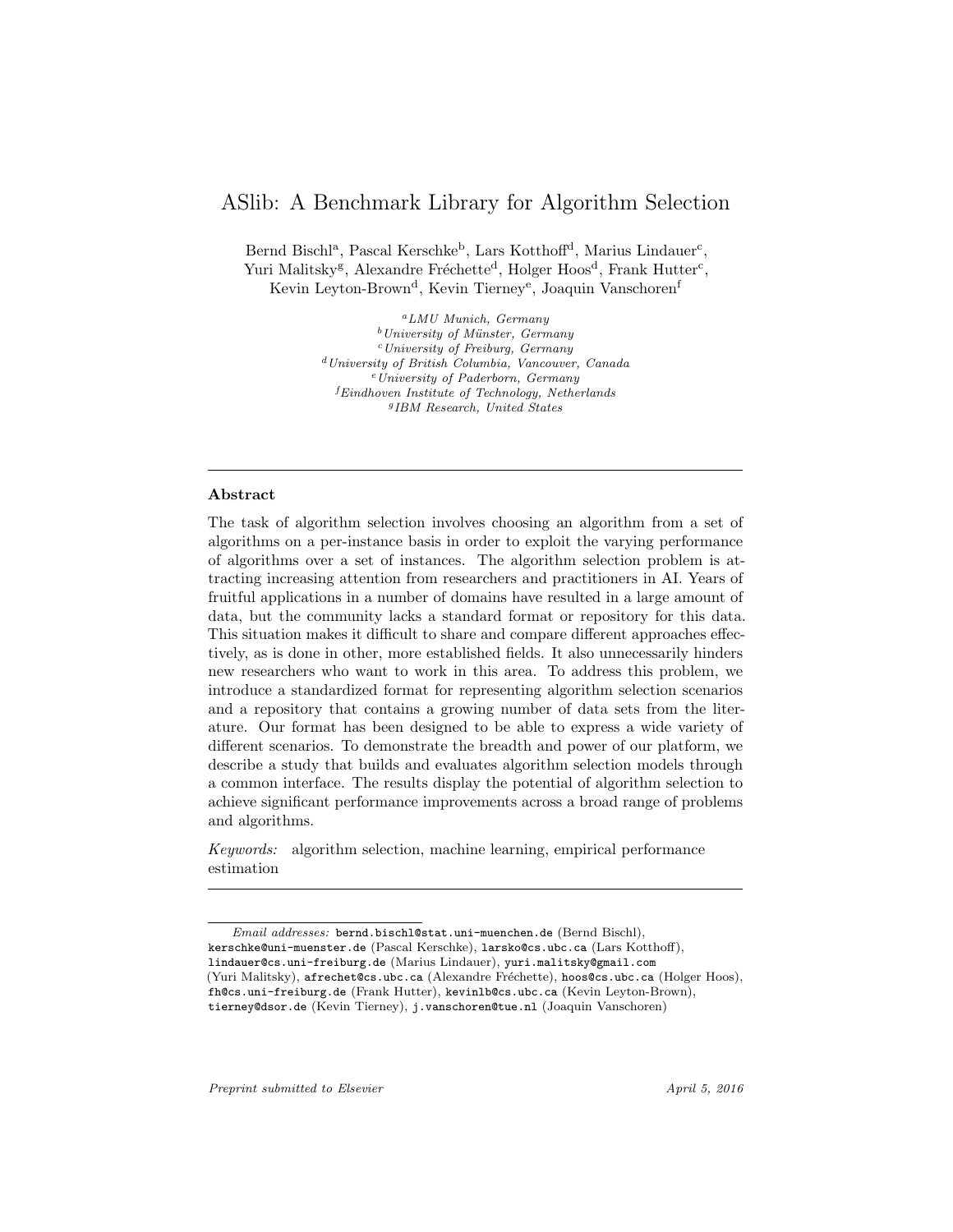# ASlib: A Benchmark Library for Algorithm Selection

Bernd Bischl[a], Pascal Kerschke[b], Lars Kotthoff[d], Marius Lindauer[c], Yuri Malitsky[g], Alexandre Fréchette[d], Holger Hoos[d], Frank Hutter[c], Kevin Leyton-Brown[d], Kevin Tierney[e], Joaquin Vanschoren[f]

[a]*LMU Munich, Germany*
[b]*University of Münster, Germany*
[c]*University of Freiburg, Germany*
[d]*University of British Columbia, Vancouver, Canada*
[e]*University of Paderborn, Germany*
[f]*Eindhoven Institute of Technology, Netherlands*
[g]*IBM Research, United States*

---

## Abstract

The task of algorithm selection involves choosing an algorithm from a set of algorithms on a per-instance basis in order to exploit the varying performance of algorithms over a set of instances. The algorithm selection problem is attracting increasing attention from researchers and practitioners in AI. Years of fruitful applications in a number of domains have resulted in a large amount of data, but the community lacks a standard format or repository for this data. This situation makes it difficult to share and compare different approaches effectively, as is done in other, more established fields. It also unnecessarily hinders new researchers who want to work in this area. To address this problem, we introduce a standardized format for representing algorithm selection scenarios and a repository that contains a growing number of data sets from the literature. Our format has been designed to be able to express a wide variety of different scenarios. To demonstrate the breadth and power of our platform, we describe a study that builds and evaluates algorithm selection models through a common interface. The results display the potential of algorithm selection to achieve significant performance improvements across a broad range of problems and algorithms.

*Keywords:* algorithm selection, machine learning, empirical performance estimation

---

*Email addresses:* bernd.bischl@stat.uni-muenchen.de (Bernd Bischl), kerschke@uni-muenster.de (Pascal Kerschke), larsko@cs.ubc.ca (Lars Kotthoff), lindauer@cs.uni-freiburg.de (Marius Lindauer), yuri.malitsky@gmail.com (Yuri Malitsky), afrechet@cs.ubc.ca (Alexandre Fréchette), hoos@cs.ubc.ca (Holger Hoos), fh@cs.uni-freiburg.de (Frank Hutter), kevinlb@cs.ubc.ca (Kevin Leyton-Brown), tierney@dsor.de (Kevin Tierney), j.vanschoren@tue.nl (Joaquin Vanschoren)

*Preprint submitted to Elsevier* *April 5, 2016*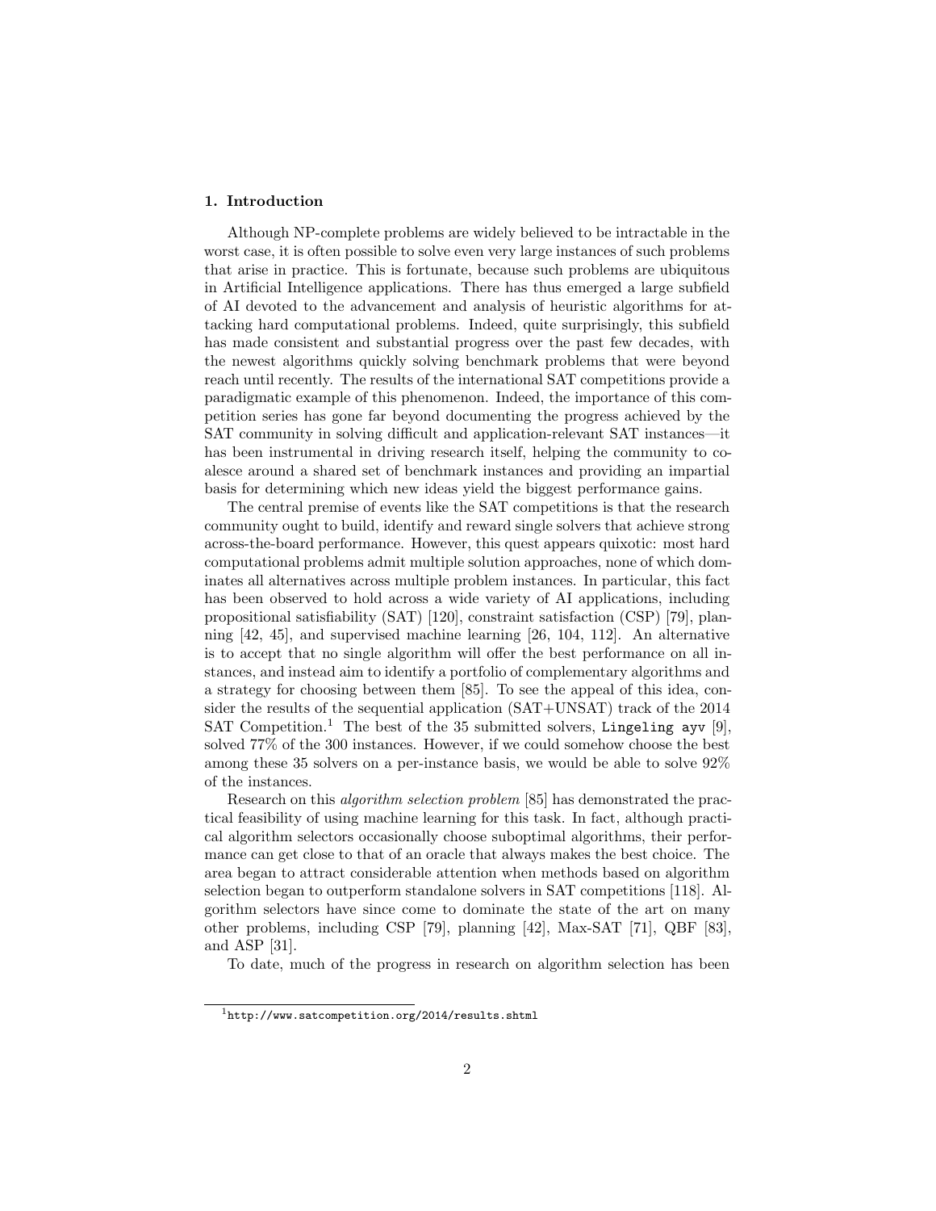## 1. Introduction

Although NP-complete problems are widely believed to be intractable in the worst case, it is often possible to solve even very large instances of such problems that arise in practice. This is fortunate, because such problems are ubiquitous in Artificial Intelligence applications. There has thus emerged a large subfield of AI devoted to the advancement and analysis of heuristic algorithms for attacking hard computational problems. Indeed, quite surprisingly, this subfield has made consistent and substantial progress over the past few decades, with the newest algorithms quickly solving benchmark problems that were beyond reach until recently. The results of the international SAT competitions provide a paradigmatic example of this phenomenon. Indeed, the importance of this competition series has gone far beyond documenting the progress achieved by the SAT community in solving difficult and application-relevant SAT instances—it has been instrumental in driving research itself, helping the community to coalesce around a shared set of benchmark instances and providing an impartial basis for determining which new ideas yield the biggest performance gains.

The central premise of events like the SAT competitions is that the research community ought to build, identify and reward single solvers that achieve strong across-the-board performance. However, this quest appears quixotic: most hard computational problems admit multiple solution approaches, none of which dominates all alternatives across multiple problem instances. In particular, this fact has been observed to hold across a wide variety of AI applications, including propositional satisfiability (SAT) [120], constraint satisfaction (CSP) [79], planning [42, 45], and supervised machine learning [26, 104, 112]. An alternative is to accept that no single algorithm will offer the best performance on all instances, and instead aim to identify a portfolio of complementary algorithms and a strategy for choosing between them [85]. To see the appeal of this idea, consider the results of the sequential application (SAT+UNSAT) track of the 2014 SAT Competition.[1] The best of the 35 submitted solvers, `Lingeling ayv` [9], solved 77% of the 300 instances. However, if we could somehow choose the best among these 35 solvers on a per-instance basis, we would be able to solve 92% of the instances.

Research on this *algorithm selection problem* [85] has demonstrated the practical feasibility of using machine learning for this task. In fact, although practical algorithm selectors occasionally choose suboptimal algorithms, their performance can get close to that of an oracle that always makes the best choice. The area began to attract considerable attention when methods based on algorithm selection began to outperform standalone solvers in SAT competitions [118]. Algorithm selectors have since come to dominate the state of the art on many other problems, including CSP [79], planning [42], Max-SAT [71], QBF [83], and ASP [31].

To date, much of the progress in research on algorithm selection has been

[1] http://www.satcompetition.org/2014/results.shtml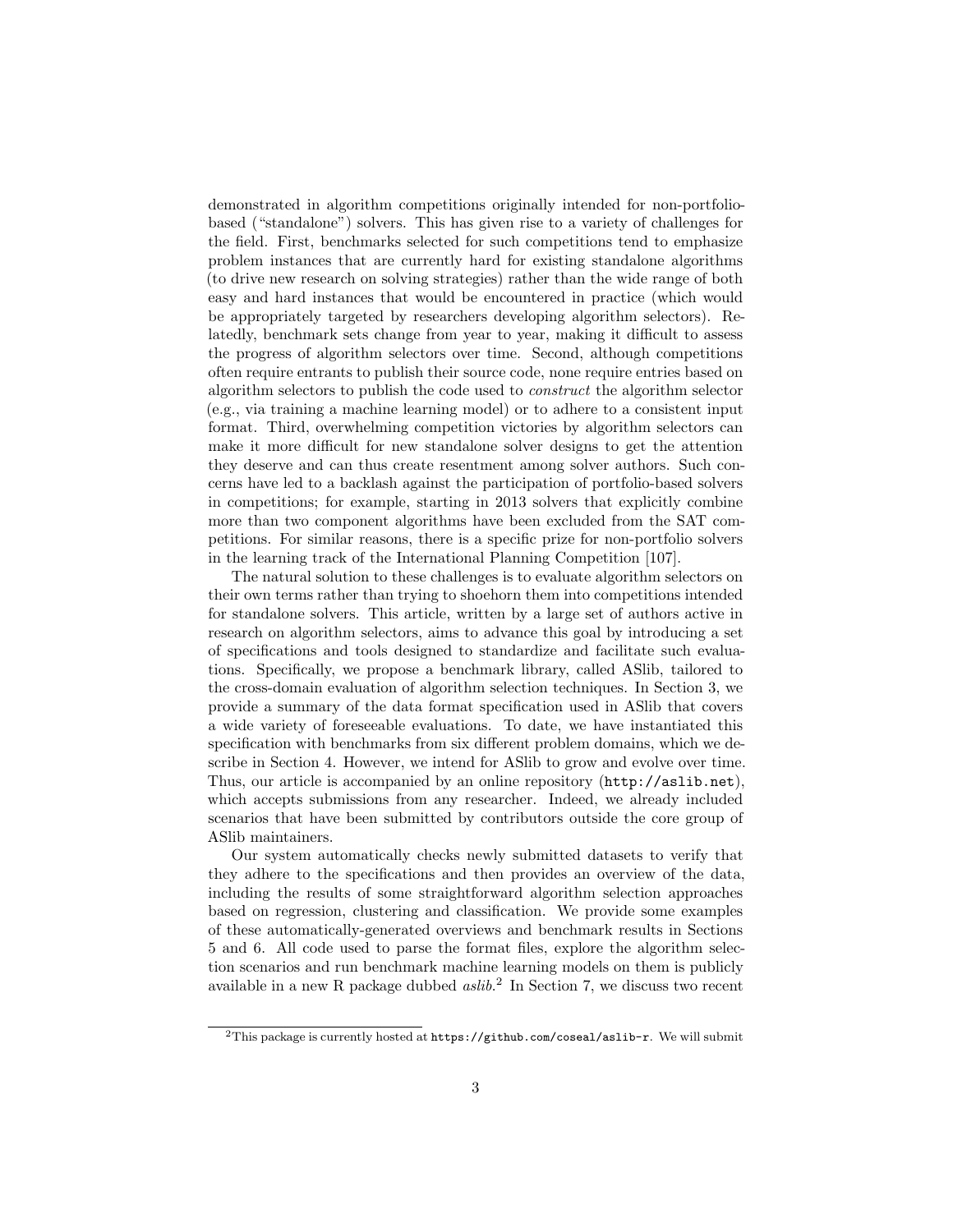demonstrated in algorithm competitions originally intended for non-portfolio-based ("standalone") solvers. This has given rise to a variety of challenges for the field. First, benchmarks selected for such competitions tend to emphasize problem instances that are currently hard for existing standalone algorithms (to drive new research on solving strategies) rather than the wide range of both easy and hard instances that would be encountered in practice (which would be appropriately targeted by researchers developing algorithm selectors). Relatedly, benchmark sets change from year to year, making it difficult to assess the progress of algorithm selectors over time. Second, although competitions often require entrants to publish their source code, none require entries based on algorithm selectors to publish the code used to *construct* the algorithm selector (e.g., via training a machine learning model) or to adhere to a consistent input format. Third, overwhelming competition victories by algorithm selectors can make it more difficult for new standalone solver designs to get the attention they deserve and can thus create resentment among solver authors. Such concerns have led to a backlash against the participation of portfolio-based solvers in competitions; for example, starting in 2013 solvers that explicitly combine more than two component algorithms have been excluded from the SAT competitions. For similar reasons, there is a specific prize for non-portfolio solvers in the learning track of the International Planning Competition [107].

The natural solution to these challenges is to evaluate algorithm selectors on their own terms rather than trying to shoehorn them into competitions intended for standalone solvers. This article, written by a large set of authors active in research on algorithm selectors, aims to advance this goal by introducing a set of specifications and tools designed to standardize and facilitate such evaluations. Specifically, we propose a benchmark library, called ASlib, tailored to the cross-domain evaluation of algorithm selection techniques. In Section 3, we provide a summary of the data format specification used in ASlib that covers a wide variety of foreseeable evaluations. To date, we have instantiated this specification with benchmarks from six different problem domains, which we describe in Section 4. However, we intend for ASlib to grow and evolve over time. Thus, our article is accompanied by an online repository (`http://aslib.net`), which accepts submissions from any researcher. Indeed, we already included scenarios that have been submitted by contributors outside the core group of ASlib maintainers.

Our system automatically checks newly submitted datasets to verify that they adhere to the specifications and then provides an overview of the data, including the results of some straightforward algorithm selection approaches based on regression, clustering and classification. We provide some examples of these automatically-generated overviews and benchmark results in Sections 5 and 6. All code used to parse the format files, explore the algorithm selection scenarios and run benchmark machine learning models on them is publicly available in a new R package dubbed *aslib*.[2] In Section 7, we discuss two recent

[2]This package is currently hosted at `https://github.com/coseal/aslib-r`. We will submit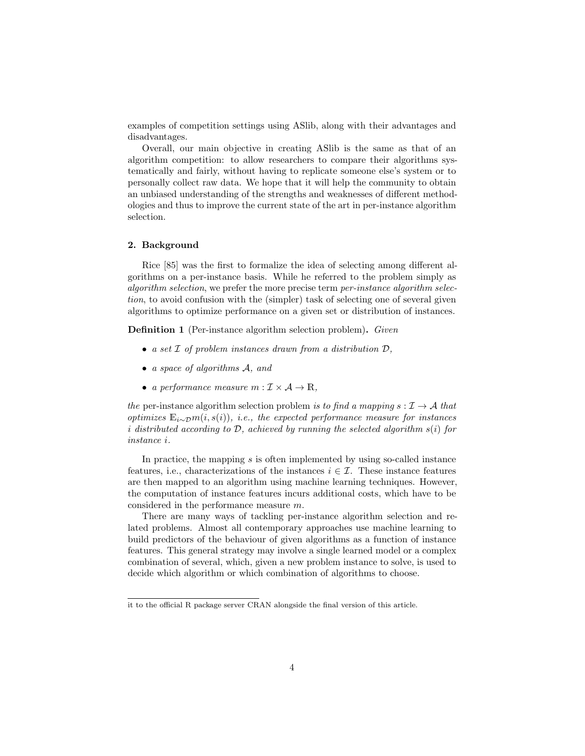examples of competition settings using ASlib, along with their advantages and disadvantages.

Overall, our main objective in creating ASlib is the same as that of an algorithm competition: to allow researchers to compare their algorithms systematically and fairly, without having to replicate someone else's system or to personally collect raw data. We hope that it will help the community to obtain an unbiased understanding of the strengths and weaknesses of different methodologies and thus to improve the current state of the art in per-instance algorithm selection.

## 2. Background

Rice [85] was the first to formalize the idea of selecting among different algorithms on a per-instance basis. While he referred to the problem simply as *algorithm selection*, we prefer the more precise term *per-instance algorithm selection*, to avoid confusion with the (simpler) task of selecting one of several given algorithms to optimize performance on a given set or distribution of instances.

**Definition 1** (Per-instance algorithm selection problem)**.** *Given*

- *a set $\mathcal{I}$ of problem instances drawn from a distribution $\mathcal{D}$,*
- *a space of algorithms $\mathcal{A}$, and*
- *a performance measure $m : \mathcal{I} \times \mathcal{A} \to \mathbb{R}$,*

*the* per-instance algorithm selection problem *is to find a mapping $s : \mathcal{I} \to \mathcal{A}$ that optimizes $\mathbb{E}_{i \sim \mathcal{D}} m(i, s(i))$, i.e., the expected performance measure for instances $i$ distributed according to $\mathcal{D}$, achieved by running the selected algorithm $s(i)$ for instance $i$.*

In practice, the mapping $s$ is often implemented by using so-called instance features, i.e., characterizations of the instances $i \in \mathcal{I}$. These instance features are then mapped to an algorithm using machine learning techniques. However, the computation of instance features incurs additional costs, which have to be considered in the performance measure $m$.

There are many ways of tackling per-instance algorithm selection and related problems. Almost all contemporary approaches use machine learning to build predictors of the behaviour of given algorithms as a function of instance features. This general strategy may involve a single learned model or a complex combination of several, which, given a new problem instance to solve, is used to decide which algorithm or which combination of algorithms to choose.

it to the official R package server CRAN alongside the final version of this article.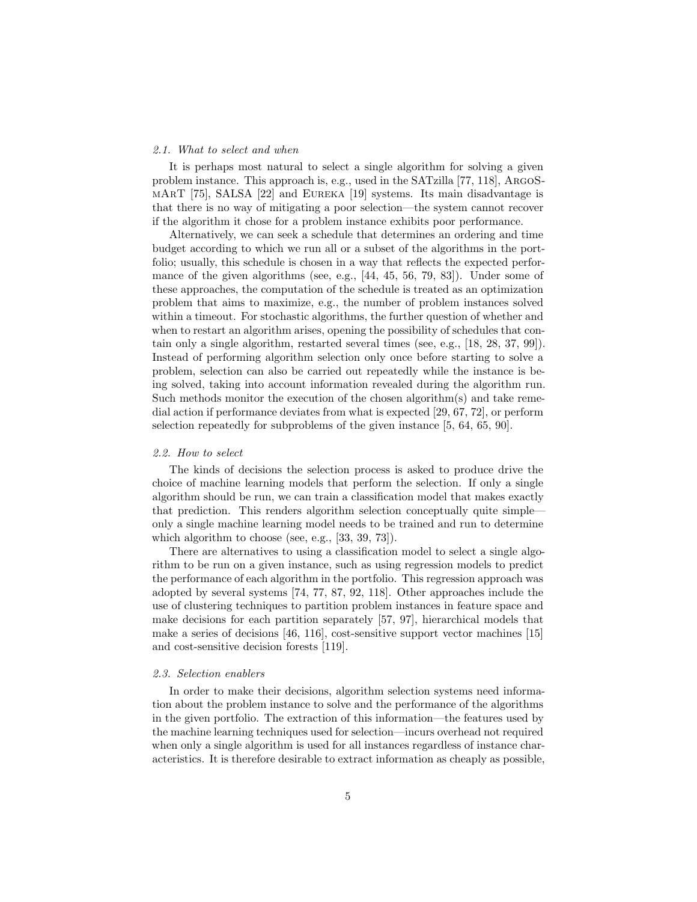### *2.1. What to select and when*

It is perhaps most natural to select a single algorithm for solving a given problem instance. This approach is, e.g., used in the SATzilla [77, 118], ArgoSmArT [75], SALSA [22] and Eureka [19] systems. Its main disadvantage is that there is no way of mitigating a poor selection—the system cannot recover if the algorithm it chose for a problem instance exhibits poor performance.

Alternatively, we can seek a schedule that determines an ordering and time budget according to which we run all or a subset of the algorithms in the portfolio; usually, this schedule is chosen in a way that reflects the expected performance of the given algorithms (see, e.g., [44, 45, 56, 79, 83]). Under some of these approaches, the computation of the schedule is treated as an optimization problem that aims to maximize, e.g., the number of problem instances solved within a timeout. For stochastic algorithms, the further question of whether and when to restart an algorithm arises, opening the possibility of schedules that contain only a single algorithm, restarted several times (see, e.g., [18, 28, 37, 99]). Instead of performing algorithm selection only once before starting to solve a problem, selection can also be carried out repeatedly while the instance is being solved, taking into account information revealed during the algorithm run. Such methods monitor the execution of the chosen algorithm(s) and take remedial action if performance deviates from what is expected [29, 67, 72], or perform selection repeatedly for subproblems of the given instance [5, 64, 65, 90].

### *2.2. How to select*

The kinds of decisions the selection process is asked to produce drive the choice of machine learning models that perform the selection. If only a single algorithm should be run, we can train a classification model that makes exactly that prediction. This renders algorithm selection conceptually quite simple—only a single machine learning model needs to be trained and run to determine which algorithm to choose (see, e.g., [33, 39, 73]).

There are alternatives to using a classification model to select a single algorithm to be run on a given instance, such as using regression models to predict the performance of each algorithm in the portfolio. This regression approach was adopted by several systems [74, 77, 87, 92, 118]. Other approaches include the use of clustering techniques to partition problem instances in feature space and make decisions for each partition separately [57, 97], hierarchical models that make a series of decisions [46, 116], cost-sensitive support vector machines [15] and cost-sensitive decision forests [119].

### *2.3. Selection enablers*

In order to make their decisions, algorithm selection systems need information about the problem instance to solve and the performance of the algorithms in the given portfolio. The extraction of this information—the features used by the machine learning techniques used for selection—incurs overhead not required when only a single algorithm is used for all instances regardless of instance characteristics. It is therefore desirable to extract information as cheaply as possible,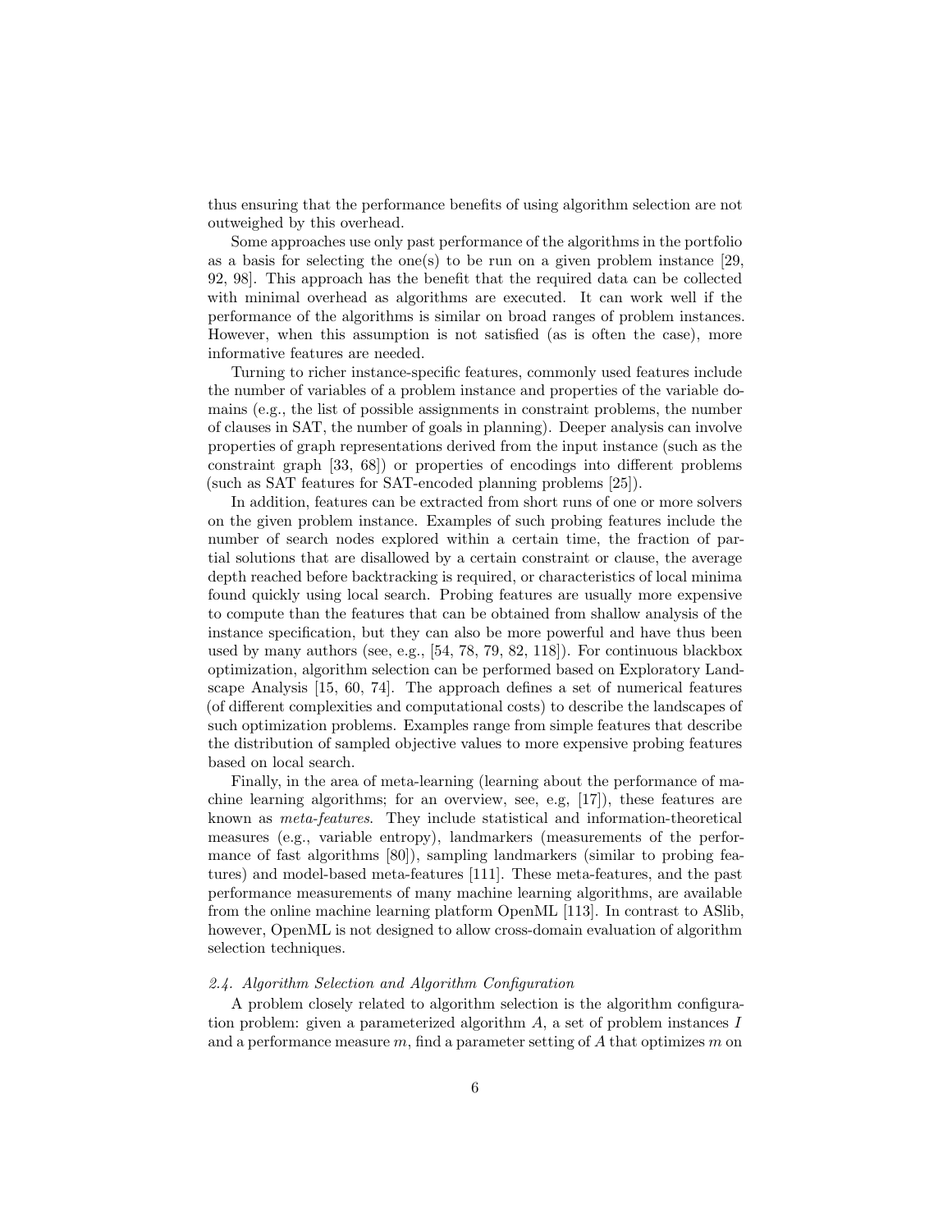thus ensuring that the performance benefits of using algorithm selection are not outweighed by this overhead.

Some approaches use only past performance of the algorithms in the portfolio as a basis for selecting the one(s) to be run on a given problem instance [29, 92, 98]. This approach has the benefit that the required data can be collected with minimal overhead as algorithms are executed. It can work well if the performance of the algorithms is similar on broad ranges of problem instances. However, when this assumption is not satisfied (as is often the case), more informative features are needed.

Turning to richer instance-specific features, commonly used features include the number of variables of a problem instance and properties of the variable domains (e.g., the list of possible assignments in constraint problems, the number of clauses in SAT, the number of goals in planning). Deeper analysis can involve properties of graph representations derived from the input instance (such as the constraint graph [33, 68]) or properties of encodings into different problems (such as SAT features for SAT-encoded planning problems [25]).

In addition, features can be extracted from short runs of one or more solvers on the given problem instance. Examples of such probing features include the number of search nodes explored within a certain time, the fraction of partial solutions that are disallowed by a certain constraint or clause, the average depth reached before backtracking is required, or characteristics of local minima found quickly using local search. Probing features are usually more expensive to compute than the features that can be obtained from shallow analysis of the instance specification, but they can also be more powerful and have thus been used by many authors (see, e.g., [54, 78, 79, 82, 118]). For continuous blackbox optimization, algorithm selection can be performed based on Exploratory Landscape Analysis [15, 60, 74]. The approach defines a set of numerical features (of different complexities and computational costs) to describe the landscapes of such optimization problems. Examples range from simple features that describe the distribution of sampled objective values to more expensive probing features based on local search.

Finally, in the area of meta-learning (learning about the performance of machine learning algorithms; for an overview, see, e.g, [17]), these features are known as *meta-features*. They include statistical and information-theoretical measures (e.g., variable entropy), landmarkers (measurements of the performance of fast algorithms [80]), sampling landmarkers (similar to probing features) and model-based meta-features [111]. These meta-features, and the past performance measurements of many machine learning algorithms, are available from the online machine learning platform OpenML [113]. In contrast to ASlib, however, OpenML is not designed to allow cross-domain evaluation of algorithm selection techniques.

### *2.4. Algorithm Selection and Algorithm Configuration*

A problem closely related to algorithm selection is the algorithm configuration problem: given a parameterized algorithm $A$, a set of problem instances $I$ and a performance measure $m$, find a parameter setting of $A$ that optimizes $m$ on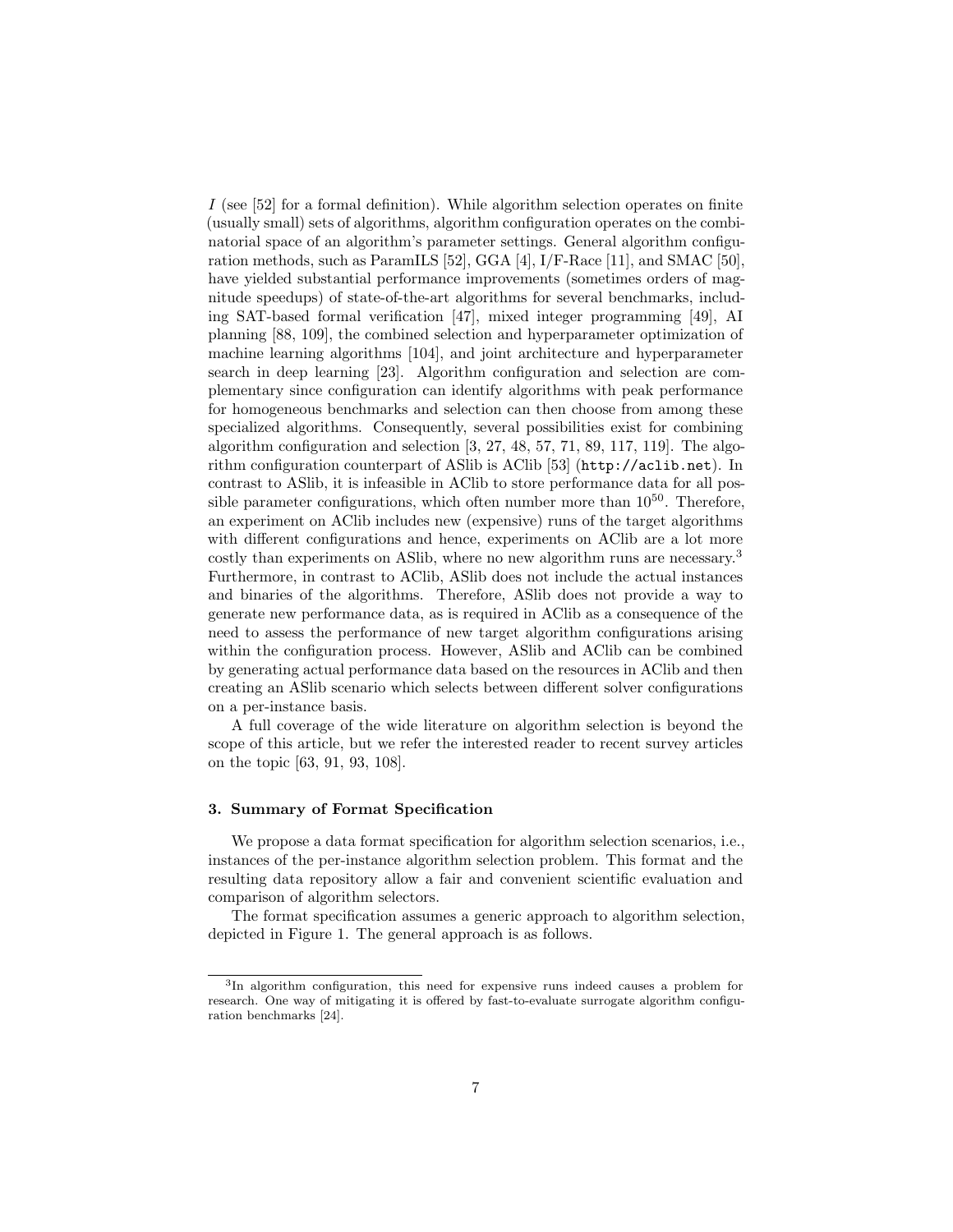$I$ (see [52] for a formal definition). While algorithm selection operates on finite (usually small) sets of algorithms, algorithm configuration operates on the combinatorial space of an algorithm's parameter settings. General algorithm configuration methods, such as ParamILS [52], GGA [4], I/F-Race [11], and SMAC [50], have yielded substantial performance improvements (sometimes orders of magnitude speedups) of state-of-the-art algorithms for several benchmarks, including SAT-based formal verification [47], mixed integer programming [49], AI planning [88, 109], the combined selection and hyperparameter optimization of machine learning algorithms [104], and joint architecture and hyperparameter search in deep learning [23]. Algorithm configuration and selection are complementary since configuration can identify algorithms with peak performance for homogeneous benchmarks and selection can then choose from among these specialized algorithms. Consequently, several possibilities exist for combining algorithm configuration and selection [3, 27, 48, 57, 71, 89, 117, 119]. The algorithm configuration counterpart of ASlib is AClib [53] (`http://aclib.net`). In contrast to ASlib, it is infeasible in AClib to store performance data for all possible parameter configurations, which often number more than $10^{50}$. Therefore, an experiment on AClib includes new (expensive) runs of the target algorithms with different configurations and hence, experiments on AClib are a lot more costly than experiments on ASlib, where no new algorithm runs are necessary.[3] Furthermore, in contrast to AClib, ASlib does not include the actual instances and binaries of the algorithms. Therefore, ASlib does not provide a way to generate new performance data, as is required in AClib as a consequence of the need to assess the performance of new target algorithm configurations arising within the configuration process. However, ASlib and AClib can be combined by generating actual performance data based on the resources in AClib and then creating an ASlib scenario which selects between different solver configurations on a per-instance basis.

A full coverage of the wide literature on algorithm selection is beyond the scope of this article, but we refer the interested reader to recent survey articles on the topic [63, 91, 93, 108].

## 3. Summary of Format Specification

We propose a data format specification for algorithm selection scenarios, i.e., instances of the per-instance algorithm selection problem. This format and the resulting data repository allow a fair and convenient scientific evaluation and comparison of algorithm selectors.

The format specification assumes a generic approach to algorithm selection, depicted in Figure 1. The general approach is as follows.

[3] In algorithm configuration, this need for expensive runs indeed causes a problem for research. One way of mitigating it is offered by fast-to-evaluate surrogate algorithm configuration benchmarks [24].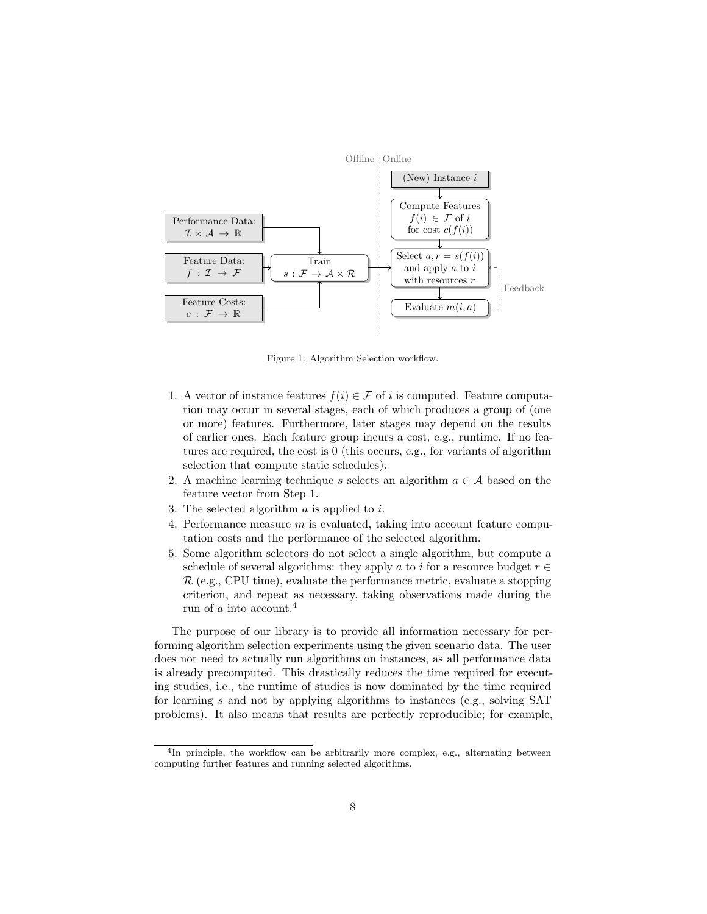Offline

Online

(New) Instance $i$

Compute Features $f(i) \in \mathcal{F}$ of $i$ for cost $c(f(i))$

Performance Data: $\mathcal{I} \times \mathcal{A} \rightarrow \mathbb{R}$

Feature Data: $f : \mathcal{I} \rightarrow \mathcal{F}$

Train $s : \mathcal{F} \rightarrow \mathcal{A} \times \mathcal{R}$

Select $a, r = s(f(i))$ and apply $a$ to $i$ with resources $r$

Feedback

Feature Costs: $c : \mathcal{F} \rightarrow \mathbb{R}$

Evaluate $m(i, a)$

Figure 1: Algorithm Selection workflow.

1. A vector of instance features $f(i) \in \mathcal{F}$ of $i$ is computed. Feature computation may occur in several stages, each of which produces a group of (one or more) features. Furthermore, later stages may depend on the results of earlier ones. Each feature group incurs a cost, e.g., runtime. If no features are required, the cost is 0 (this occurs, e.g., for variants of algorithm selection that compute static schedules).
2. A machine learning technique $s$ selects an algorithm $a \in \mathcal{A}$ based on the feature vector from Step 1.
3. The selected algorithm $a$ is applied to $i$.
4. Performance measure $m$ is evaluated, taking into account feature computation costs and the performance of the selected algorithm.
5. Some algorithm selectors do not select a single algorithm, but compute a schedule of several algorithms: they apply $a$ to $i$ for a resource budget $r \in \mathcal{R}$ (e.g., CPU time), evaluate the performance metric, evaluate a stopping criterion, and repeat as necessary, taking observations made during the run of $a$ into account.[4]

The purpose of our library is to provide all information necessary for performing algorithm selection experiments using the given scenario data. The user does not need to actually run algorithms on instances, as all performance data is already precomputed. This drastically reduces the time required for executing studies, i.e., the runtime of studies is now dominated by the time required for learning $s$ and not by applying algorithms to instances (e.g., solving SAT problems). It also means that results are perfectly reproducible; for example,

[4] In principle, the workflow can be arbitrarily more complex, e.g., alternating between computing further features and running selected algorithms.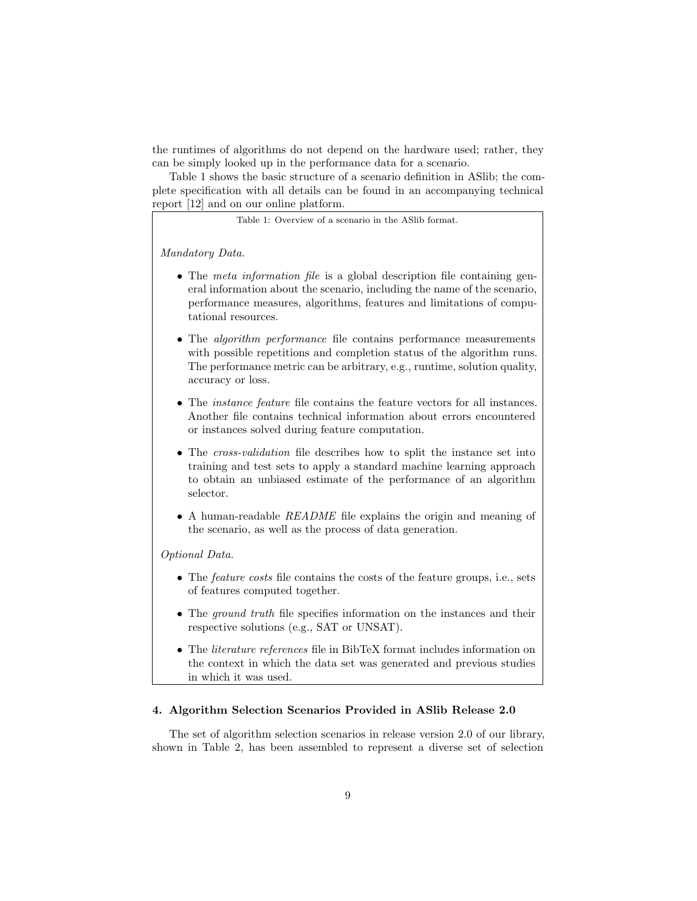the runtimes of algorithms do not depend on the hardware used; rather, they can be simply looked up in the performance data for a scenario.

Table 1 shows the basic structure of a scenario definition in ASlib; the complete specification with all details can be found in an accompanying technical report [12] and on our online platform.

Table 1: Overview of a scenario in the ASlib format.

*Mandatory Data.*

- The *meta information file* is a global description file containing general information about the scenario, including the name of the scenario, performance measures, algorithms, features and limitations of computational resources.
- The *algorithm performance* file contains performance measurements with possible repetitions and completion status of the algorithm runs. The performance metric can be arbitrary, e.g., runtime, solution quality, accuracy or loss.
- The *instance feature* file contains the feature vectors for all instances. Another file contains technical information about errors encountered or instances solved during feature computation.
- The *cross-validation* file describes how to split the instance set into training and test sets to apply a standard machine learning approach to obtain an unbiased estimate of the performance of an algorithm selector.
- A human-readable *README* file explains the origin and meaning of the scenario, as well as the process of data generation.

*Optional Data.*

- The *feature costs* file contains the costs of the feature groups, i.e., sets of features computed together.
- The *ground truth* file specifies information on the instances and their respective solutions (e.g., SAT or UNSAT).
- The *literature references* file in BibTeX format includes information on the context in which the data set was generated and previous studies in which it was used.

## 4. Algorithm Selection Scenarios Provided in ASlib Release 2.0

The set of algorithm selection scenarios in release version 2.0 of our library, shown in Table 2, has been assembled to represent a diverse set of selection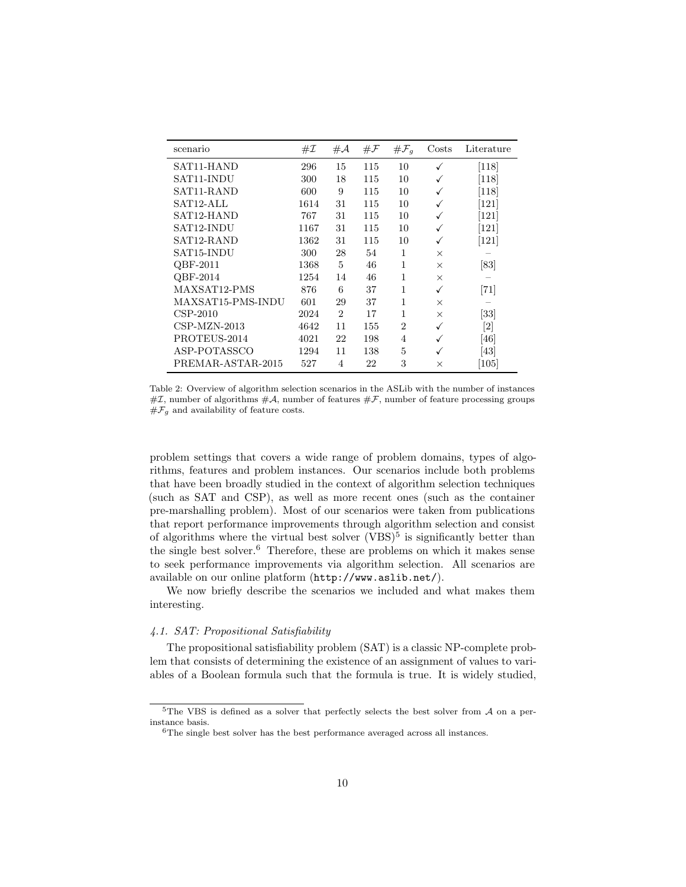| scenario | $\#\mathcal{I}$ | $\#\mathcal{A}$ | $\#\mathcal{F}$ | $\#\mathcal{F}_g$ | Costs | Literature |
|---|---|---|---|---|---|---|
| SAT11-HAND | 296 | 15 | 115 | 10 | ✓ | [118] |
| SAT11-INDU | 300 | 18 | 115 | 10 | ✓ | [118] |
| SAT11-RAND | 600 | 9 | 115 | 10 | ✓ | [118] |
| SAT12-ALL | 1614 | 31 | 115 | 10 | ✓ | [121] |
| SAT12-HAND | 767 | 31 | 115 | 10 | ✓ | [121] |
| SAT12-INDU | 1167 | 31 | 115 | 10 | ✓ | [121] |
| SAT12-RAND | 1362 | 31 | 115 | 10 | ✓ | [121] |
| SAT15-INDU | 300 | 28 | 54 | 1 | × | – |
| QBF-2011 | 1368 | 5 | 46 | 1 | × | [83] |
| QBF-2014 | 1254 | 14 | 46 | 1 | × | – |
| MAXSAT12-PMS | 876 | 6 | 37 | 1 | ✓ | [71] |
| MAXSAT15-PMS-INDU | 601 | 29 | 37 | 1 | × | – |
| CSP-2010 | 2024 | 2 | 17 | 1 | × | [33] |
| CSP-MZN-2013 | 4642 | 11 | 155 | 2 | ✓ | [2] |
| PROTEUS-2014 | 4021 | 22 | 198 | 4 | ✓ | [46] |
| ASP-POTASSCO | 1294 | 11 | 138 | 5 | ✓ | [43] |
| PREMAR-ASTAR-2015 | 527 | 4 | 22 | 3 | × | [105] |

Table 2: Overview of algorithm selection scenarios in the ASLib with the number of instances $\#\mathcal{I}$, number of algorithms $\#\mathcal{A}$, number of features $\#\mathcal{F}$, number of feature processing groups $\#\mathcal{F}_g$ and availability of feature costs.

problem settings that covers a wide range of problem domains, types of algorithms, features and problem instances. Our scenarios include both problems that have been broadly studied in the context of algorithm selection techniques (such as SAT and CSP), as well as more recent ones (such as the container pre-marshalling problem). Most of our scenarios were taken from publications that report performance improvements through algorithm selection and consist of algorithms where the virtual best solver (VBS)[5] is significantly better than the single best solver.[6] Therefore, these are problems on which it makes sense to seek performance improvements via algorithm selection. All scenarios are available on our online platform (http://www.aslib.net/).

We now briefly describe the scenarios we included and what makes them interesting.

### 4.1. SAT: Propositional Satisfiability

The propositional satisfiability problem (SAT) is a classic NP-complete problem that consists of determining the existence of an assignment of values to variables of a Boolean formula such that the formula is true. It is widely studied,

[5]The VBS is defined as a solver that perfectly selects the best solver from $\mathcal{A}$ on a per-instance basis.

[6]The single best solver has the best performance averaged across all instances.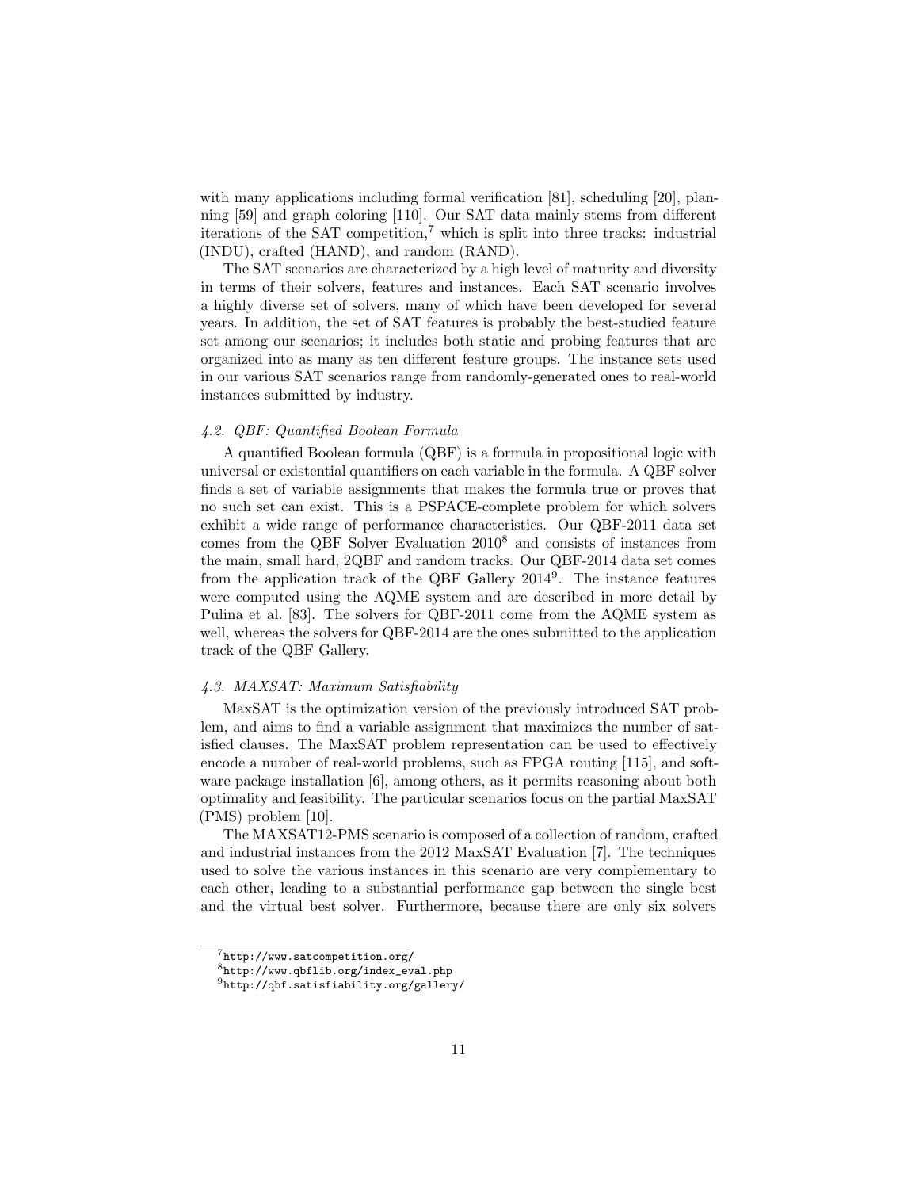with many applications including formal verification [81], scheduling [20], planning [59] and graph coloring [110]. Our SAT data mainly stems from different iterations of the SAT competition,[7] which is split into three tracks: industrial (INDU), crafted (HAND), and random (RAND).

The SAT scenarios are characterized by a high level of maturity and diversity in terms of their solvers, features and instances. Each SAT scenario involves a highly diverse set of solvers, many of which have been developed for several years. In addition, the set of SAT features is probably the best-studied feature set among our scenarios; it includes both static and probing features that are organized into as many as ten different feature groups. The instance sets used in our various SAT scenarios range from randomly-generated ones to real-world instances submitted by industry.

### *4.2. QBF: Quantified Boolean Formula*

A quantified Boolean formula (QBF) is a formula in propositional logic with universal or existential quantifiers on each variable in the formula. A QBF solver finds a set of variable assignments that makes the formula true or proves that no such set can exist. This is a PSPACE-complete problem for which solvers exhibit a wide range of performance characteristics. Our QBF-2011 data set comes from the QBF Solver Evaluation 2010[8] and consists of instances from the main, small hard, 2QBF and random tracks. Our QBF-2014 data set comes from the application track of the QBF Gallery 2014[9]. The instance features were computed using the AQME system and are described in more detail by Pulina et al. [83]. The solvers for QBF-2011 come from the AQME system as well, whereas the solvers for QBF-2014 are the ones submitted to the application track of the QBF Gallery.

### *4.3. MAXSAT: Maximum Satisfiability*

MaxSAT is the optimization version of the previously introduced SAT problem, and aims to find a variable assignment that maximizes the number of satisfied clauses. The MaxSAT problem representation can be used to effectively encode a number of real-world problems, such as FPGA routing [115], and software package installation [6], among others, as it permits reasoning about both optimality and feasibility. The particular scenarios focus on the partial MaxSAT (PMS) problem [10].

The MAXSAT12-PMS scenario is composed of a collection of random, crafted and industrial instances from the 2012 MaxSAT Evaluation [7]. The techniques used to solve the various instances in this scenario are very complementary to each other, leading to a substantial performance gap between the single best and the virtual best solver. Furthermore, because there are only six solvers

[7] `http://www.satcompetition.org/`

[8] `http://www.qbflib.org/index_eval.php`

[9] `http://qbf.satisfiability.org/gallery/`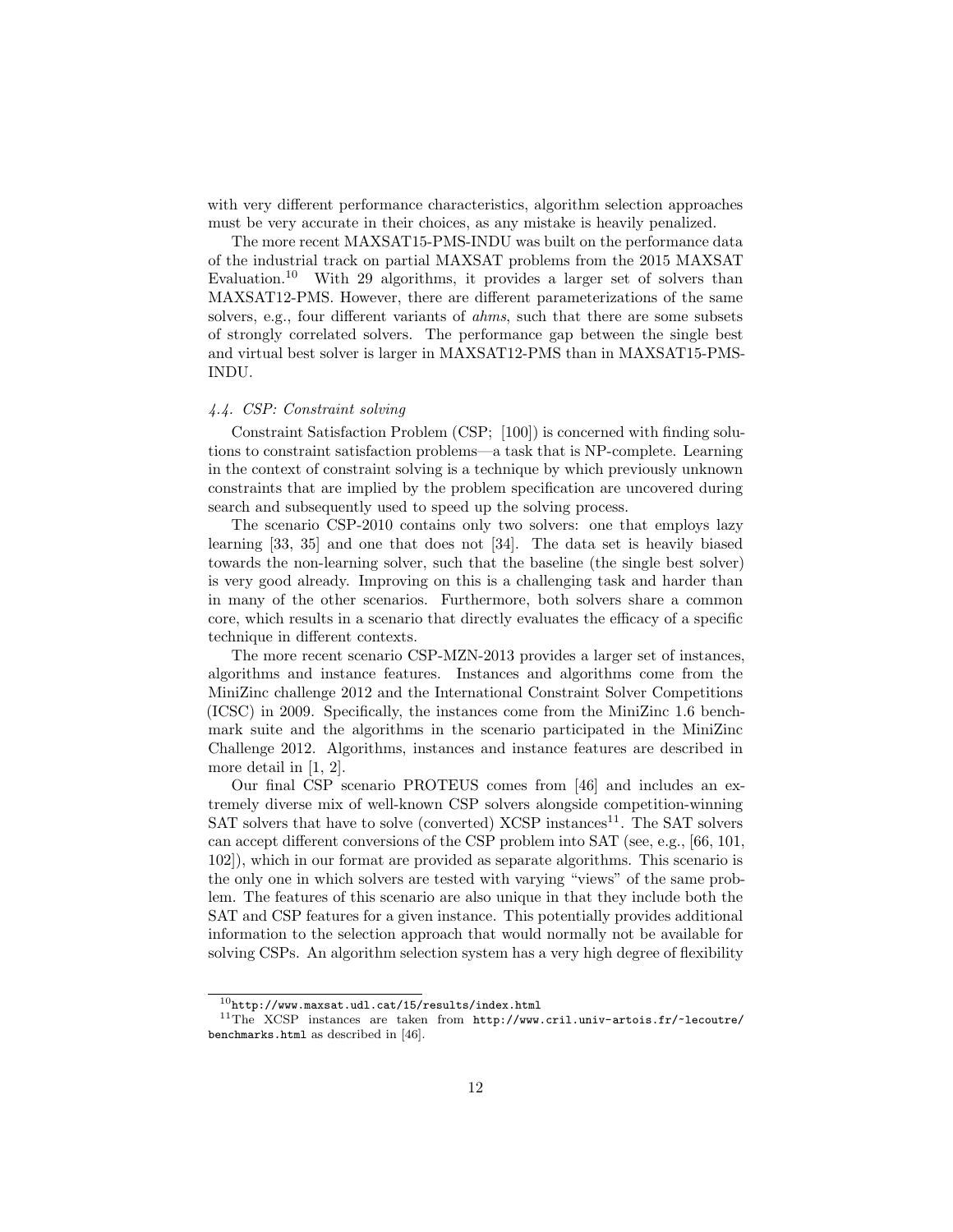with very different performance characteristics, algorithm selection approaches must be very accurate in their choices, as any mistake is heavily penalized.

The more recent MAXSAT15-PMS-INDU was built on the performance data of the industrial track on partial MAXSAT problems from the 2015 MAXSAT Evaluation.[10] With 29 algorithms, it provides a larger set of solvers than MAXSAT12-PMS. However, there are different parameterizations of the same solvers, e.g., four different variants of *ahms*, such that there are some subsets of strongly correlated solvers. The performance gap between the single best and virtual best solver is larger in MAXSAT12-PMS than in MAXSAT15-PMS-INDU.

#### *4.4. CSP: Constraint solving*

Constraint Satisfaction Problem (CSP; [100]) is concerned with finding solutions to constraint satisfaction problems—a task that is NP-complete. Learning in the context of constraint solving is a technique by which previously unknown constraints that are implied by the problem specification are uncovered during search and subsequently used to speed up the solving process.

The scenario CSP-2010 contains only two solvers: one that employs lazy learning [33, 35] and one that does not [34]. The data set is heavily biased towards the non-learning solver, such that the baseline (the single best solver) is very good already. Improving on this is a challenging task and harder than in many of the other scenarios. Furthermore, both solvers share a common core, which results in a scenario that directly evaluates the efficacy of a specific technique in different contexts.

The more recent scenario CSP-MZN-2013 provides a larger set of instances, algorithms and instance features. Instances and algorithms come from the MiniZinc challenge 2012 and the International Constraint Solver Competitions (ICSC) in 2009. Specifically, the instances come from the MiniZinc 1.6 benchmark suite and the algorithms in the scenario participated in the MiniZinc Challenge 2012. Algorithms, instances and instance features are described in more detail in [1, 2].

Our final CSP scenario PROTEUS comes from [46] and includes an extremely diverse mix of well-known CSP solvers alongside competition-winning SAT solvers that have to solve (converted) XCSP instances[11]. The SAT solvers can accept different conversions of the CSP problem into SAT (see, e.g., [66, 101, 102]), which in our format are provided as separate algorithms. This scenario is the only one in which solvers are tested with varying "views" of the same problem. The features of this scenario are also unique in that they include both the SAT and CSP features for a given instance. This potentially provides additional information to the selection approach that would normally not be available for solving CSPs. An algorithm selection system has a very high degree of flexibility

[10] `http://www.maxsat.udl.cat/15/results/index.html`

[11] The XCSP instances are taken from `http://www.cril.univ-artois.fr/~lecoutre/benchmarks.html` as described in [46].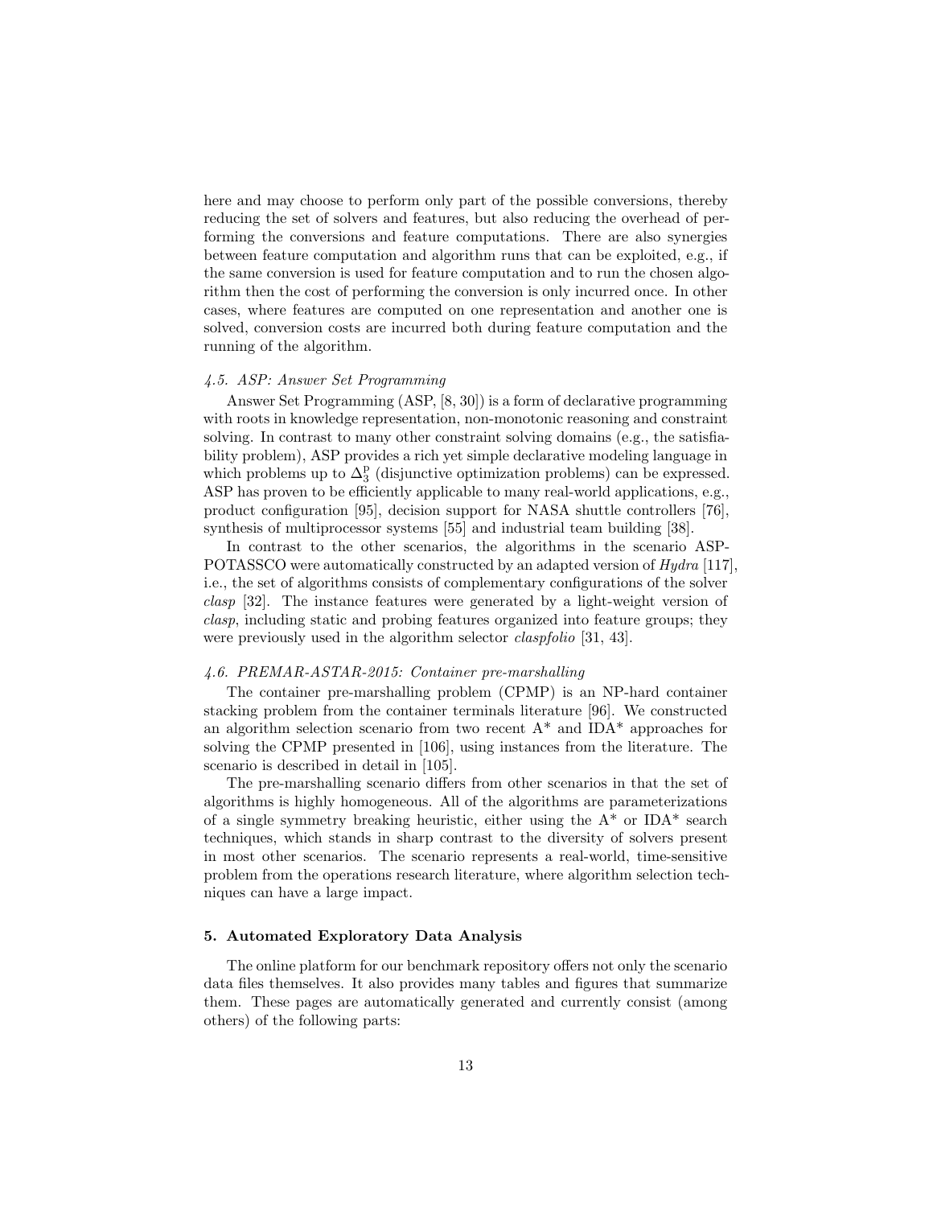here and may choose to perform only part of the possible conversions, thereby reducing the set of solvers and features, but also reducing the overhead of performing the conversions and feature computations. There are also synergies between feature computation and algorithm runs that can be exploited, e.g., if the same conversion is used for feature computation and to run the chosen algorithm then the cost of performing the conversion is only incurred once. In other cases, where features are computed on one representation and another one is solved, conversion costs are incurred both during feature computation and the running of the algorithm.

### *4.5. ASP: Answer Set Programming*

Answer Set Programming (ASP, [8, 30]) is a form of declarative programming with roots in knowledge representation, non-monotonic reasoning and constraint solving. In contrast to many other constraint solving domains (e.g., the satisfiability problem), ASP provides a rich yet simple declarative modeling language in which problems up to $\Delta_3^{\mathrm{p}}$ (disjunctive optimization problems) can be expressed. ASP has proven to be efficiently applicable to many real-world applications, e.g., product configuration [95], decision support for NASA shuttle controllers [76], synthesis of multiprocessor systems [55] and industrial team building [38].

In contrast to the other scenarios, the algorithms in the scenario ASP-POTASSCO were automatically constructed by an adapted version of *Hydra* [117], i.e., the set of algorithms consists of complementary configurations of the solver *clasp* [32]. The instance features were generated by a light-weight version of *clasp*, including static and probing features organized into feature groups; they were previously used in the algorithm selector *claspfolio* [31, 43].

### *4.6. PREMAR-ASTAR-2015: Container pre-marshalling*

The container pre-marshalling problem (CPMP) is an NP-hard container stacking problem from the container terminals literature [96]. We constructed an algorithm selection scenario from two recent A* and IDA* approaches for solving the CPMP presented in [106], using instances from the literature. The scenario is described in detail in [105].

The pre-marshalling scenario differs from other scenarios in that the set of algorithms is highly homogeneous. All of the algorithms are parameterizations of a single symmetry breaking heuristic, either using the A* or IDA* search techniques, which stands in sharp contrast to the diversity of solvers present in most other scenarios. The scenario represents a real-world, time-sensitive problem from the operations research literature, where algorithm selection techniques can have a large impact.

## 5. Automated Exploratory Data Analysis

The online platform for our benchmark repository offers not only the scenario data files themselves. It also provides many tables and figures that summarize them. These pages are automatically generated and currently consist (among others) of the following parts: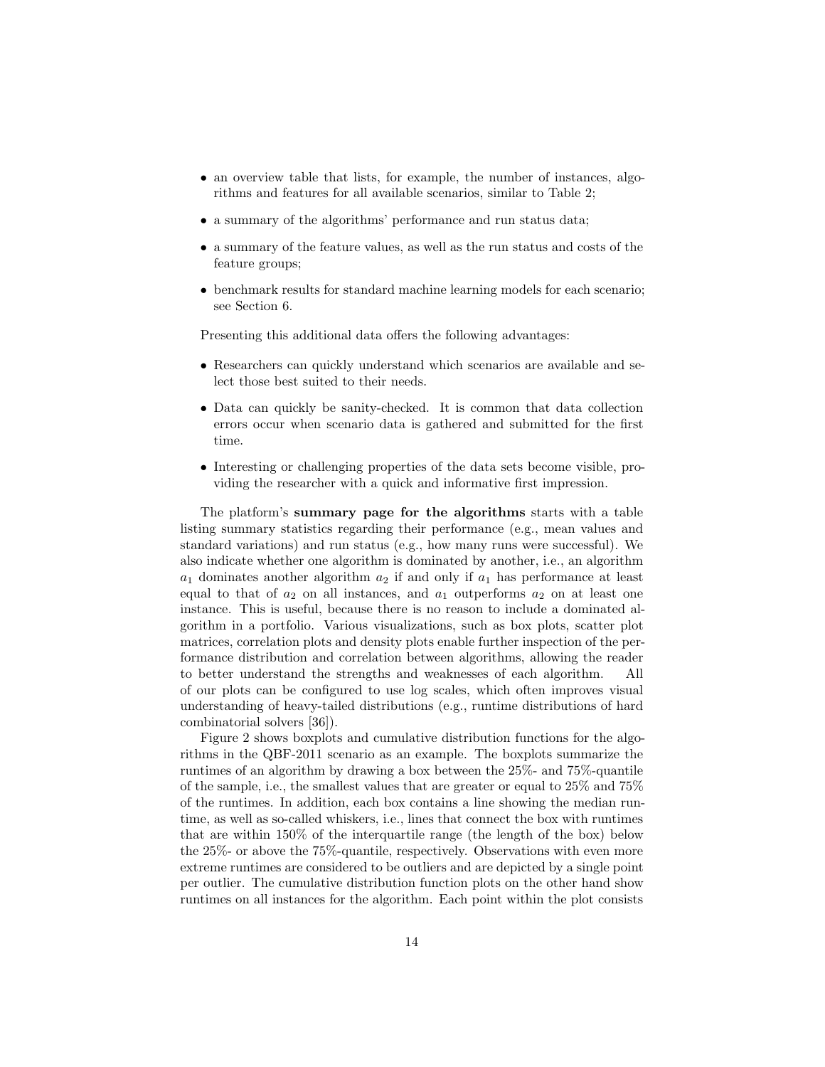- an overview table that lists, for example, the number of instances, algorithms and features for all available scenarios, similar to Table 2;
- a summary of the algorithms' performance and run status data;
- a summary of the feature values, as well as the run status and costs of the feature groups;
- benchmark results for standard machine learning models for each scenario; see Section 6.

Presenting this additional data offers the following advantages:

- Researchers can quickly understand which scenarios are available and select those best suited to their needs.
- Data can quickly be sanity-checked. It is common that data collection errors occur when scenario data is gathered and submitted for the first time.
- Interesting or challenging properties of the data sets become visible, providing the researcher with a quick and informative first impression.

The platform's **summary page for the algorithms** starts with a table listing summary statistics regarding their performance (e.g., mean values and standard variations) and run status (e.g., how many runs were successful). We also indicate whether one algorithm is dominated by another, i.e., an algorithm $a_1$ dominates another algorithm $a_2$ if and only if $a_1$ has performance at least equal to that of $a_2$ on all instances, and $a_1$ outperforms $a_2$ on at least one instance. This is useful, because there is no reason to include a dominated algorithm in a portfolio. Various visualizations, such as box plots, scatter plot matrices, correlation plots and density plots enable further inspection of the performance distribution and correlation between algorithms, allowing the reader to better understand the strengths and weaknesses of each algorithm. All of our plots can be configured to use log scales, which often improves visual understanding of heavy-tailed distributions (e.g., runtime distributions of hard combinatorial solvers [36]).

Figure 2 shows boxplots and cumulative distribution functions for the algorithms in the QBF-2011 scenario as an example. The boxplots summarize the runtimes of an algorithm by drawing a box between the 25%- and 75%-quantile of the sample, i.e., the smallest values that are greater or equal to 25% and 75% of the runtimes. In addition, each box contains a line showing the median runtime, as well as so-called whiskers, i.e., lines that connect the box with runtimes that are within 150% of the interquartile range (the length of the box) below the 25%- or above the 75%-quantile, respectively. Observations with even more extreme runtimes are considered to be outliers and are depicted by a single point per outlier. The cumulative distribution function plots on the other hand show runtimes on all instances for the algorithm. Each point within the plot consists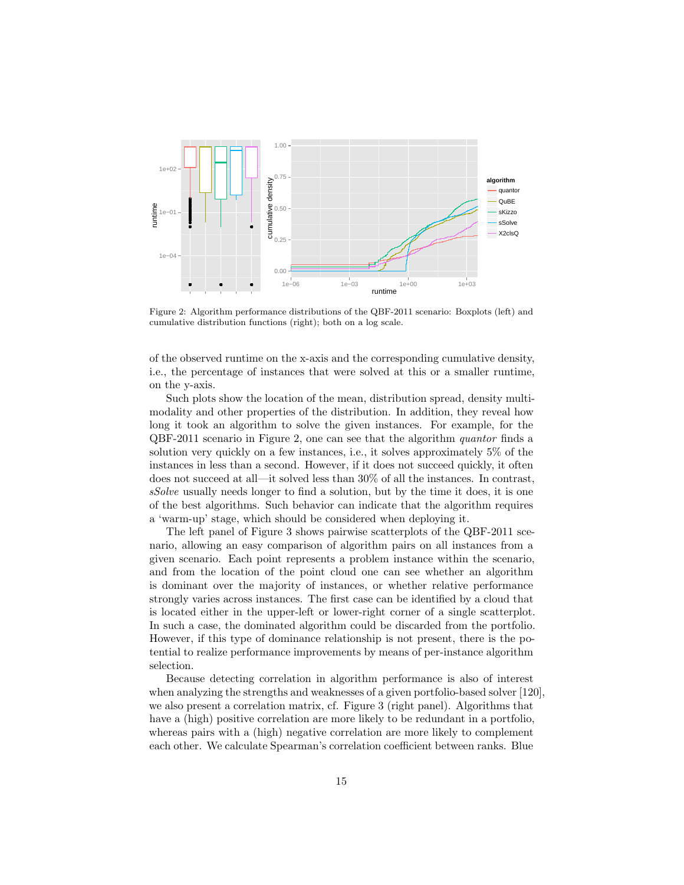Figure 2: Algorithm performance distributions of the QBF-2011 scenario: Boxplots (left) and cumulative distribution functions (right); both on a log scale.

of the observed runtime on the x-axis and the corresponding cumulative density, i.e., the percentage of instances that were solved at this or a smaller runtime, on the y-axis.

Such plots show the location of the mean, distribution spread, density multimodality and other properties of the distribution. In addition, they reveal how long it took an algorithm to solve the given instances. For example, for the QBF-2011 scenario in Figure 2, one can see that the algorithm *quantor* finds a solution very quickly on a few instances, i.e., it solves approximately 5% of the instances in less than a second. However, if it does not succeed quickly, it often does not succeed at all—it solved less than 30% of all the instances. In contrast, *sSolve* usually needs longer to find a solution, but by the time it does, it is one of the best algorithms. Such behavior can indicate that the algorithm requires a 'warm-up' stage, which should be considered when deploying it.

The left panel of Figure 3 shows pairwise scatterplots of the QBF-2011 scenario, allowing an easy comparison of algorithm pairs on all instances from a given scenario. Each point represents a problem instance within the scenario, and from the location of the point cloud one can see whether an algorithm is dominant over the majority of instances, or whether relative performance strongly varies across instances. The first case can be identified by a cloud that is located either in the upper-left or lower-right corner of a single scatterplot. In such a case, the dominated algorithm could be discarded from the portfolio. However, if this type of dominance relationship is not present, there is the potential to realize performance improvements by means of per-instance algorithm selection.

Because detecting correlation in algorithm performance is also of interest when analyzing the strengths and weaknesses of a given portfolio-based solver [120], we also present a correlation matrix, cf. Figure 3 (right panel). Algorithms that have a (high) positive correlation are more likely to be redundant in a portfolio, whereas pairs with a (high) negative correlation are more likely to complement each other. We calculate Spearman's correlation coefficient between ranks. Blue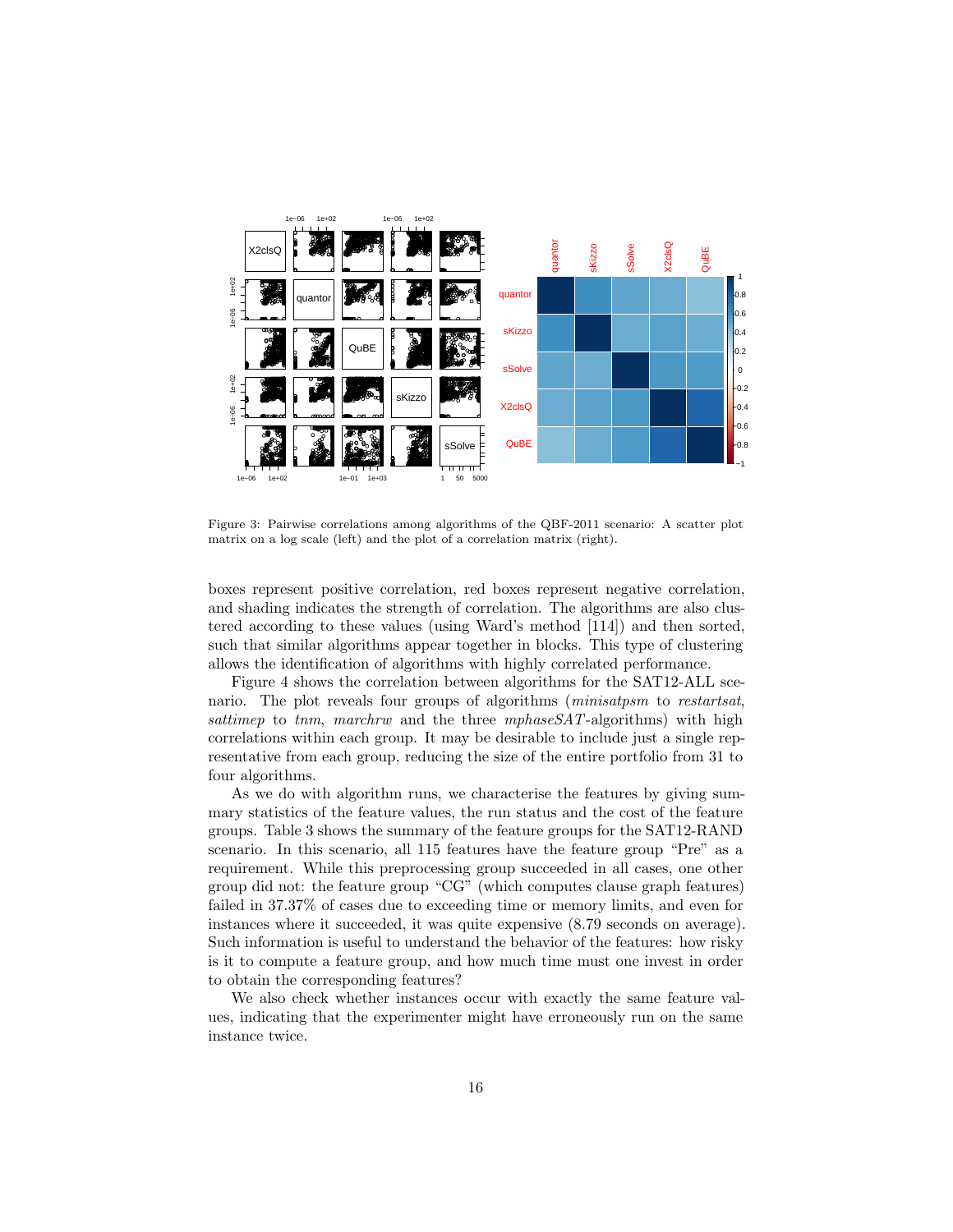X2clsQ
quantor
QuBE
sKizzo
sSolve

1e−06 1e+02 1e−06 1e+02
1e−06 1e+02 1e−01 1e+03 1 50 5000

quantor sKizzo sSolve X2clsQ QuBE

1 0.8 0.6 0.4 0.2 0 −0.2 −0.4 −0.6 −0.8 −1

Figure 3: Pairwise correlations among algorithms of the QBF-2011 scenario: A scatter plot matrix on a log scale (left) and the plot of a correlation matrix (right).

boxes represent positive correlation, red boxes represent negative correlation, and shading indicates the strength of correlation. The algorithms are also clustered according to these values (using Ward's method [114]) and then sorted, such that similar algorithms appear together in blocks. This type of clustering allows the identification of algorithms with highly correlated performance.

Figure 4 shows the correlation between algorithms for the SAT12-ALL scenario. The plot reveals four groups of algorithms (*minisatpsm* to *restartsat*, *sattimep* to *tnm*, *marchrw* and the three *mphaseSAT*-algorithms) with high correlations within each group. It may be desirable to include just a single representative from each group, reducing the size of the entire portfolio from 31 to four algorithms.

As we do with algorithm runs, we characterise the features by giving summary statistics of the feature values, the run status and the cost of the feature groups. Table 3 shows the summary of the feature groups for the SAT12-RAND scenario. In this scenario, all 115 features have the feature group "Pre" as a requirement. While this preprocessing group succeeded in all cases, one other group did not: the feature group "CG" (which computes clause graph features) failed in 37.37% of cases due to exceeding time or memory limits, and even for instances where it succeeded, it was quite expensive (8.79 seconds on average). Such information is useful to understand the behavior of the features: how risky is it to compute a feature group, and how much time must one invest in order to obtain the corresponding features?

We also check whether instances occur with exactly the same feature values, indicating that the experimenter might have erroneously run on the same instance twice.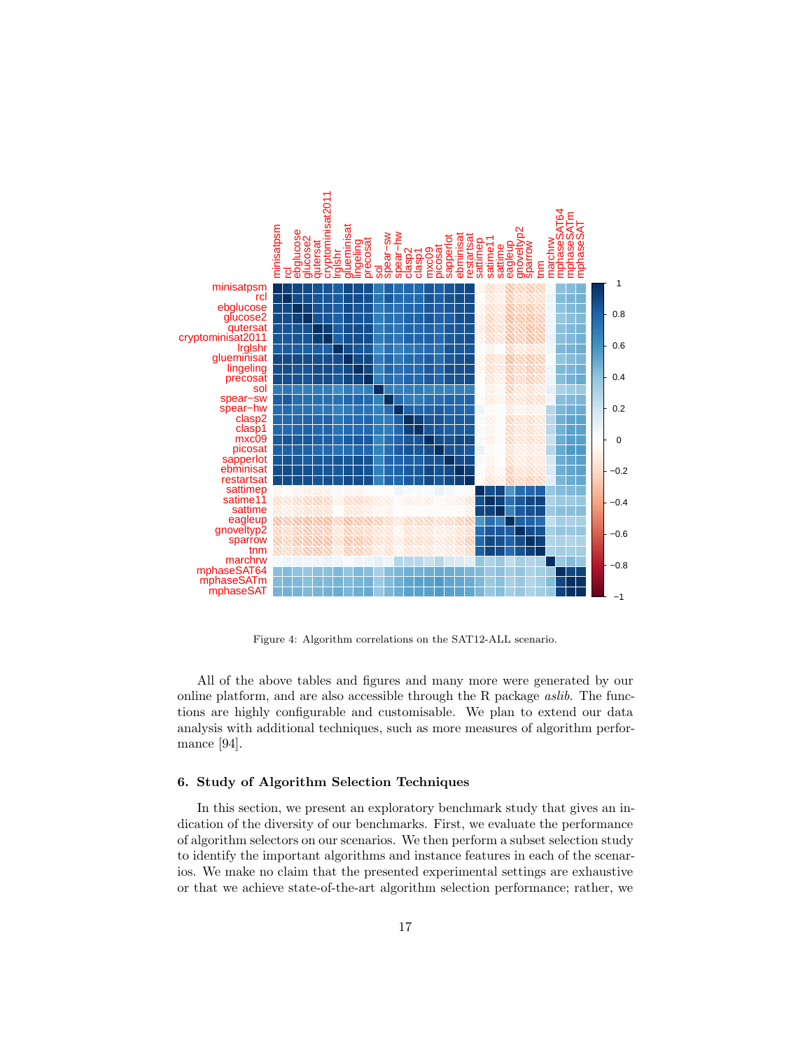minisatpsm
rcl
ebglucose
glucose2
qutersat
cryptominisat2011
lrglshr
glueminisat
lingeling
precosat
sol
spear−sw
spear−hw
clasp2
clasp1
mxc09
picosat
sapperlot
ebminisat
restartsat
sattimep
satime11
sattime
eagleup
gnoveltyp2
sparrow
tnm
marchrw
mphaseSAT64
mphaseSATm
mphaseSAT

1
0.8
0.6
0.4
0.2
0
−0.2
−0.4
−0.6
−0.8
−1

Figure 4: Algorithm correlations on the SAT12-ALL scenario.

All of the above tables and figures and many more were generated by our online platform, and are also accessible through the R package *aslib*. The functions are highly configurable and customisable. We plan to extend our data analysis with additional techniques, such as more measures of algorithm performance [94].

## 6. Study of Algorithm Selection Techniques

In this section, we present an exploratory benchmark study that gives an indication of the diversity of our benchmarks. First, we evaluate the performance of algorithm selectors on our scenarios. We then perform a subset selection study to identify the important algorithms and instance features in each of the scenarios. We make no claim that the presented experimental settings are exhaustive or that we achieve state-of-the-art algorithm selection performance; rather, we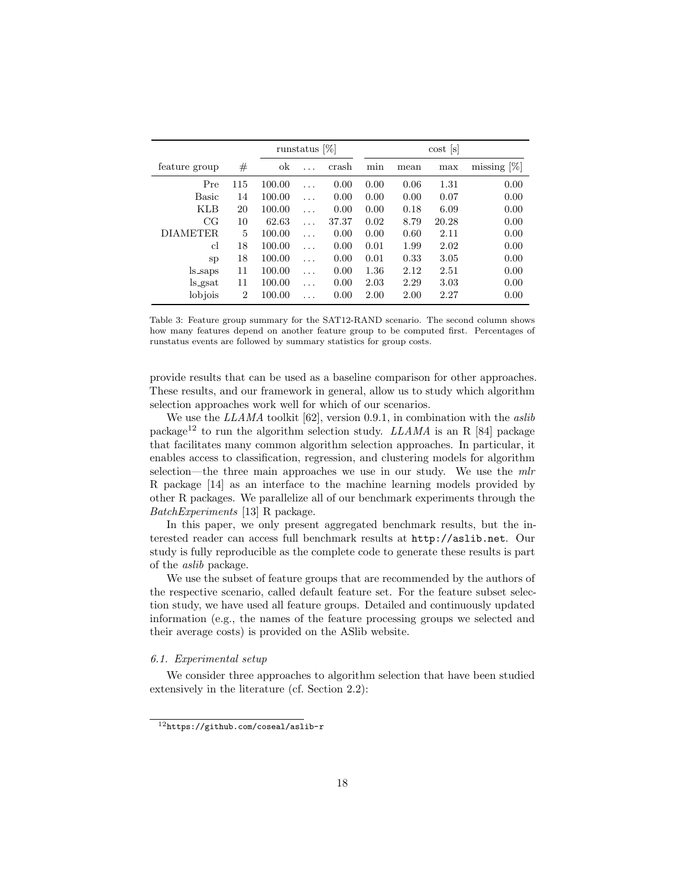| feature group | # | runstatus [%] ok | … | crash | cost [s] min | mean | max | missing [%] |
|---|---|---|---|---|---|---|---|---|
| Pre | 115 | 100.00 | … | 0.00 | 0.00 | 0.06 | 1.31 | 0.00 |
| Basic | 14 | 100.00 | … | 0.00 | 0.00 | 0.00 | 0.07 | 0.00 |
| KLB | 20 | 100.00 | … | 0.00 | 0.00 | 0.18 | 6.09 | 0.00 |
| CG | 10 | 62.63 | … | 37.37 | 0.02 | 8.79 | 20.28 | 0.00 |
| DIAMETER | 5 | 100.00 | … | 0.00 | 0.00 | 0.60 | 2.11 | 0.00 |
| cl | 18 | 100.00 | … | 0.00 | 0.01 | 1.99 | 2.02 | 0.00 |
| sp | 18 | 100.00 | … | 0.00 | 0.01 | 0.33 | 3.05 | 0.00 |
| ls_saps | 11 | 100.00 | … | 0.00 | 1.36 | 2.12 | 2.51 | 0.00 |
| ls_gsat | 11 | 100.00 | … | 0.00 | 2.03 | 2.29 | 3.03 | 0.00 |
| lobjois | 2 | 100.00 | … | 0.00 | 2.00 | 2.00 | 2.27 | 0.00 |

Table 3: Feature group summary for the SAT12-RAND scenario. The second column shows how many features depend on another feature group to be computed first. Percentages of runstatus events are followed by summary statistics for group costs.

provide results that can be used as a baseline comparison for other approaches. These results, and our framework in general, allow us to study which algorithm selection approaches work well for which of our scenarios.

We use the *LLAMA* toolkit [62], version 0.9.1, in combination with the *aslib* package[12] to run the algorithm selection study. *LLAMA* is an R [84] package that facilitates many common algorithm selection approaches. In particular, it enables access to classification, regression, and clustering models for algorithm selection—the three main approaches we use in our study. We use the *mlr* R package [14] as an interface to the machine learning models provided by other R packages. We parallelize all of our benchmark experiments through the *BatchExperiments* [13] R package.

In this paper, we only present aggregated benchmark results, but the interested reader can access full benchmark results at http://aslib.net. Our study is fully reproducible as the complete code to generate these results is part of the *aslib* package.

We use the subset of feature groups that are recommended by the authors of the respective scenario, called default feature set. For the feature subset selection study, we have used all feature groups. Detailed and continuously updated information (e.g., the names of the feature processing groups we selected and their average costs) is provided on the ASlib website.

### 6.1. Experimental setup

We consider three approaches to algorithm selection that have been studied extensively in the literature (cf. Section 2.2):

[12] https://github.com/coseal/aslib-r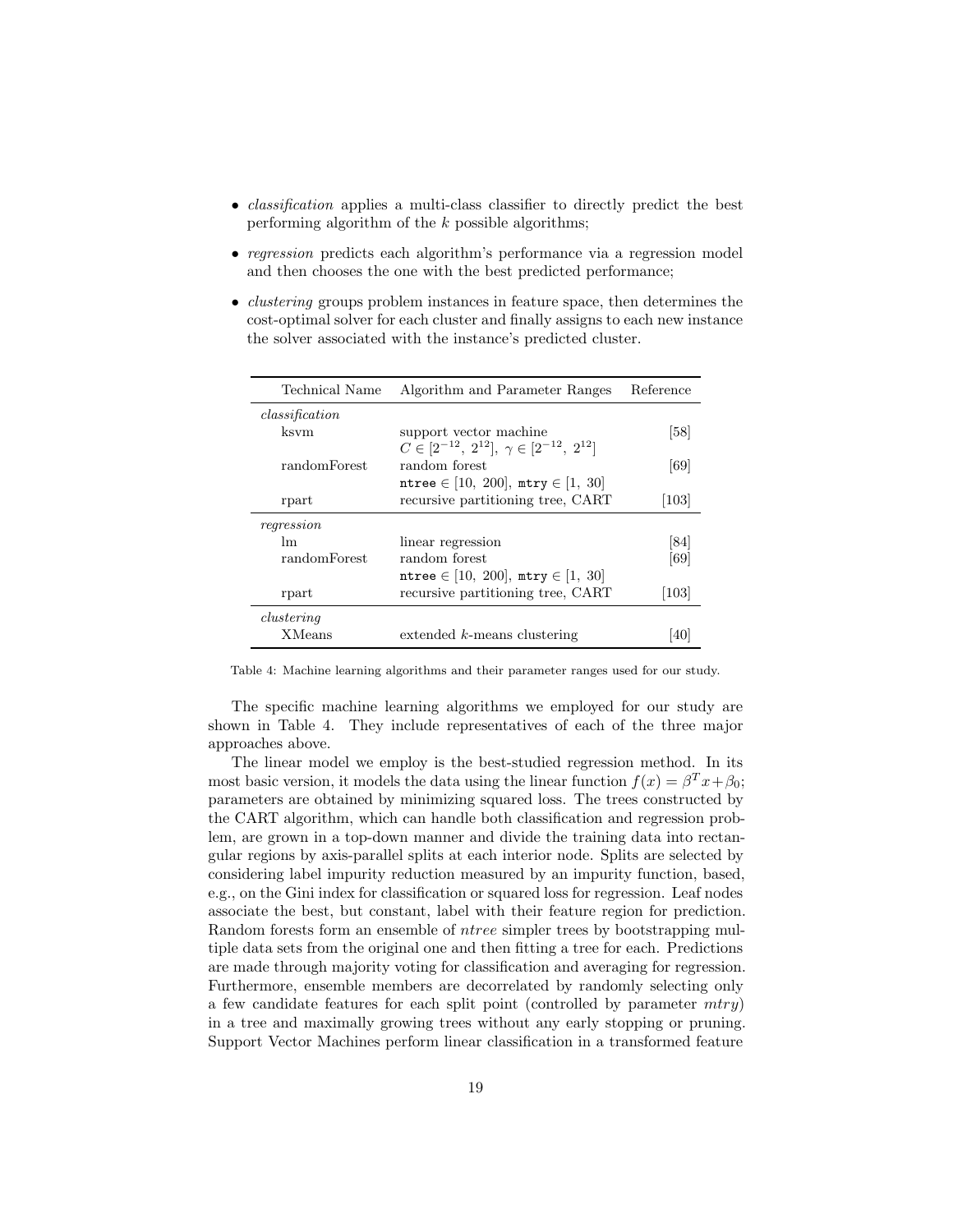- *classification* applies a multi-class classifier to directly predict the best performing algorithm of the $k$ possible algorithms;
- *regression* predicts each algorithm's performance via a regression model and then chooses the one with the best predicted performance;
- *clustering* groups problem instances in feature space, then determines the cost-optimal solver for each cluster and finally assigns to each new instance the solver associated with the instance's predicted cluster.

| Technical Name | Algorithm and Parameter Ranges | Reference |
|---|---|---|
| *classification* | | |
| ksvm | support vector machine<br>$C \in [2^{-12},\ 2^{12}],\ \gamma \in [2^{-12},\ 2^{12}]$ | [58] |
| randomForest | random forest<br>`ntree` $\in [10,\ 200]$, `mtry` $\in [1,\ 30]$ | [69] |
| rpart | recursive partitioning tree, CART | [103] |
| *regression* | | |
| lm | linear regression | [84] |
| randomForest | random forest<br>`ntree` $\in [10,\ 200]$, `mtry` $\in [1,\ 30]$ | [69] |
| rpart | recursive partitioning tree, CART | [103] |
| *clustering* | | |
| XMeans | extended $k$-means clustering | [40] |

Table 4: Machine learning algorithms and their parameter ranges used for our study.

The specific machine learning algorithms we employed for our study are shown in Table 4. They include representatives of each of the three major approaches above.

The linear model we employ is the best-studied regression method. In its most basic version, it models the data using the linear function $f(x) = \beta^T x + \beta_0$; parameters are obtained by minimizing squared loss. The trees constructed by the CART algorithm, which can handle both classification and regression problem, are grown in a top-down manner and divide the training data into rectangular regions by axis-parallel splits at each interior node. Splits are selected by considering label impurity reduction measured by an impurity function, based, e.g., on the Gini index for classification or squared loss for regression. Leaf nodes associate the best, but constant, label with their feature region for prediction. Random forests form an ensemble of *ntree* simpler trees by bootstrapping multiple data sets from the original one and then fitting a tree for each. Predictions are made through majority voting for classification and averaging for regression. Furthermore, ensemble members are decorrelated by randomly selecting only a few candidate features for each split point (controlled by parameter *mtry*) in a tree and maximally growing trees without any early stopping or pruning. Support Vector Machines perform linear classification in a transformed feature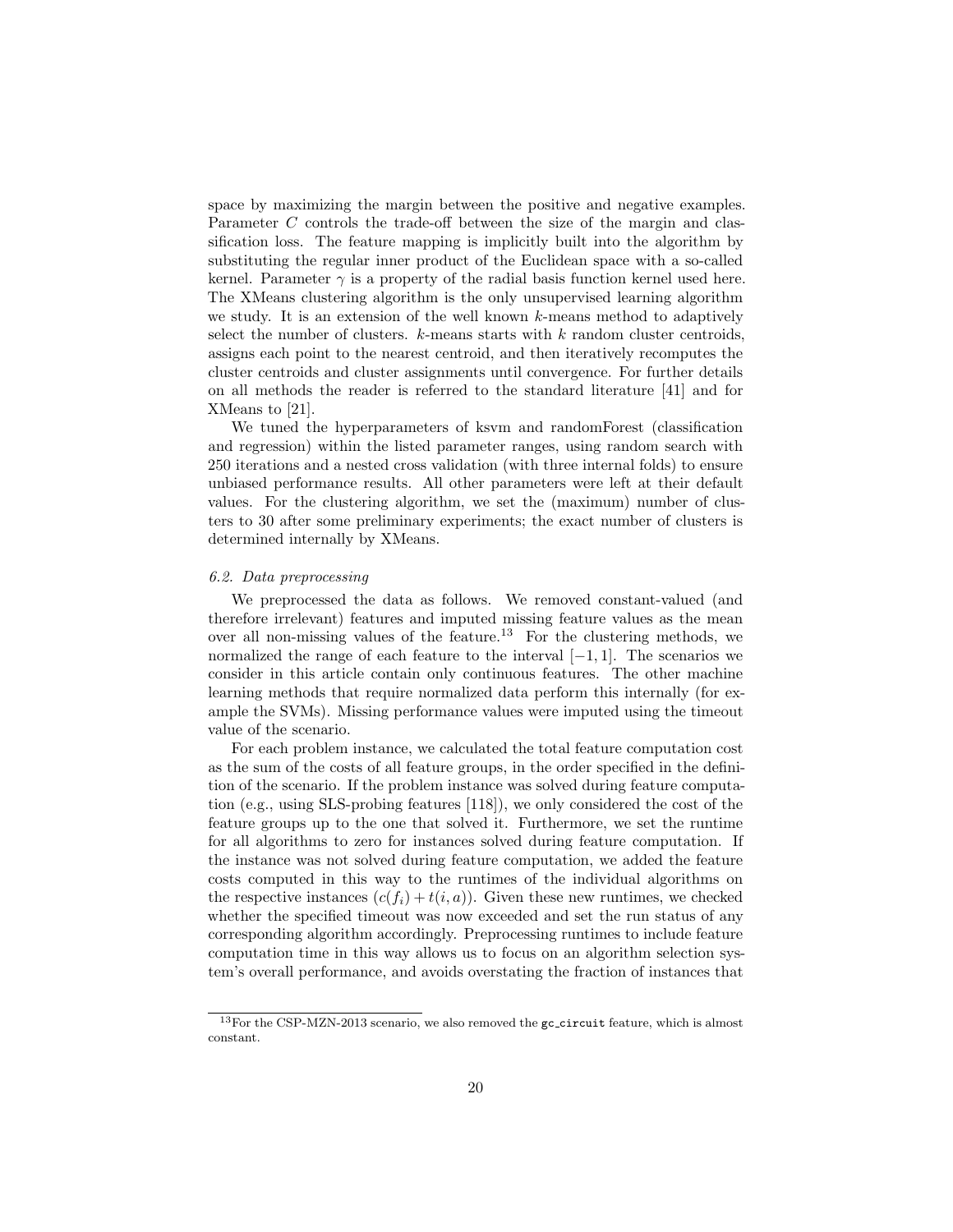space by maximizing the margin between the positive and negative examples. Parameter $C$ controls the trade-off between the size of the margin and classification loss. The feature mapping is implicitly built into the algorithm by substituting the regular inner product of the Euclidean space with a so-called kernel. Parameter $\gamma$ is a property of the radial basis function kernel used here. The XMeans clustering algorithm is the only unsupervised learning algorithm we study. It is an extension of the well known $k$-means method to adaptively select the number of clusters. $k$-means starts with $k$ random cluster centroids, assigns each point to the nearest centroid, and then iteratively recomputes the cluster centroids and cluster assignments until convergence. For further details on all methods the reader is referred to the standard literature [41] and for XMeans to [21].

We tuned the hyperparameters of ksvm and randomForest (classification and regression) within the listed parameter ranges, using random search with 250 iterations and a nested cross validation (with three internal folds) to ensure unbiased performance results. All other parameters were left at their default values. For the clustering algorithm, we set the (maximum) number of clusters to 30 after some preliminary experiments; the exact number of clusters is determined internally by XMeans.

### *6.2. Data preprocessing*

We preprocessed the data as follows. We removed constant-valued (and therefore irrelevant) features and imputed missing feature values as the mean over all non-missing values of the feature.[13] For the clustering methods, we normalized the range of each feature to the interval $[-1, 1]$. The scenarios we consider in this article contain only continuous features. The other machine learning methods that require normalized data perform this internally (for example the SVMs). Missing performance values were imputed using the timeout value of the scenario.

For each problem instance, we calculated the total feature computation cost as the sum of the costs of all feature groups, in the order specified in the definition of the scenario. If the problem instance was solved during feature computation (e.g., using SLS-probing features [118]), we only considered the cost of the feature groups up to the one that solved it. Furthermore, we set the runtime for all algorithms to zero for instances solved during feature computation. If the instance was not solved during feature computation, we added the feature costs computed in this way to the runtimes of the individual algorithms on the respective instances $(c(f_i) + t(i, a))$. Given these new runtimes, we checked whether the specified timeout was now exceeded and set the run status of any corresponding algorithm accordingly. Preprocessing runtimes to include feature computation time in this way allows us to focus on an algorithm selection system's overall performance, and avoids overstating the fraction of instances that

[13] For the CSP-MZN-2013 scenario, we also removed the `gc_circuit` feature, which is almost constant.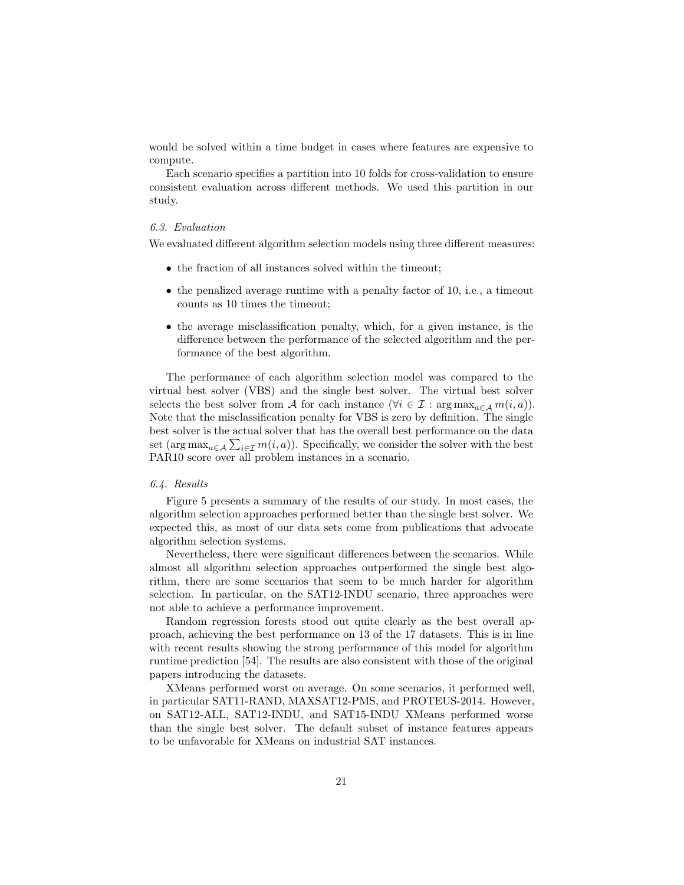would be solved within a time budget in cases where features are expensive to compute.

Each scenario specifies a partition into 10 folds for cross-validation to ensure consistent evaluation across different methods. We used this partition in our study.

### 6.3. Evaluation

We evaluated different algorithm selection models using three different measures:

- the fraction of all instances solved within the timeout;
- the penalized average runtime with a penalty factor of 10, i.e., a timeout counts as 10 times the timeout;
- the average misclassification penalty, which, for a given instance, is the difference between the performance of the selected algorithm and the performance of the best algorithm.

The performance of each algorithm selection model was compared to the virtual best solver (VBS) and the single best solver. The virtual best solver selects the best solver from $\mathcal{A}$ for each instance ($\forall i \in \mathcal{I} : \arg\max_{a \in \mathcal{A}} m(i, a)$). Note that the misclassification penalty for VBS is zero by definition. The single best solver is the actual solver that has the overall best performance on the data set ($\arg\max_{a \in \mathcal{A}} \sum_{i \in \mathcal{I}} m(i, a)$). Specifically, we consider the solver with the best PAR10 score over all problem instances in a scenario.

### 6.4. Results

Figure 5 presents a summary of the results of our study. In most cases, the algorithm selection approaches performed better than the single best solver. We expected this, as most of our data sets come from publications that advocate algorithm selection systems.

Nevertheless, there were significant differences between the scenarios. While almost all algorithm selection approaches outperformed the single best algorithm, there are some scenarios that seem to be much harder for algorithm selection. In particular, on the SAT12-INDU scenario, three approaches were not able to achieve a performance improvement.

Random regression forests stood out quite clearly as the best overall approach, achieving the best performance on 13 of the 17 datasets. This is in line with recent results showing the strong performance of this model for algorithm runtime prediction [54]. The results are also consistent with those of the original papers introducing the datasets.

XMeans performed worst on average. On some scenarios, it performed well, in particular SAT11-RAND, MAXSAT12-PMS, and PROTEUS-2014. However, on SAT12-ALL, SAT12-INDU, and SAT15-INDU XMeans performed worse than the single best solver. The default subset of instance features appears to be unfavorable for XMeans on industrial SAT instances.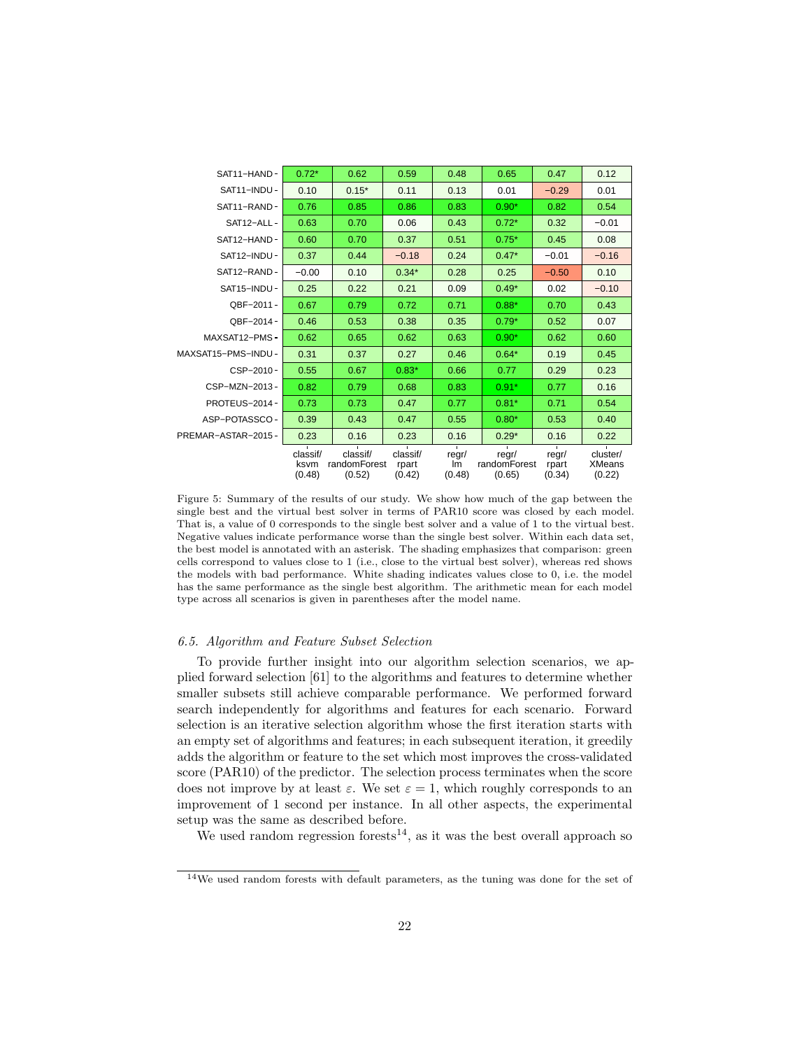| | classif/ ksvm (0.48) | classif/ randomForest (0.52) | classif/ rpart (0.42) | regr/ lm (0.48) | regr/ randomForest (0.65) | regr/ rpart (0.34) | cluster/ XMeans (0.22) |
|---|---|---|---|---|---|---|---|
| SAT11−HAND | 0.72* | 0.62 | 0.59 | 0.48 | 0.65 | 0.47 | 0.12 |
| SAT11−INDU | 0.10 | 0.15* | 0.11 | 0.13 | 0.01 | −0.29 | 0.01 |
| SAT11−RAND | 0.76 | 0.85 | 0.86 | 0.83 | 0.90* | 0.82 | 0.54 |
| SAT12−ALL | 0.63 | 0.70 | 0.06 | 0.43 | 0.72* | 0.32 | −0.01 |
| SAT12−HAND | 0.60 | 0.70 | 0.37 | 0.51 | 0.75* | 0.45 | 0.08 |
| SAT12−INDU | 0.37 | 0.44 | −0.18 | 0.24 | 0.47* | −0.01 | −0.16 |
| SAT12−RAND | −0.00 | 0.10 | 0.34* | 0.28 | 0.25 | −0.50 | 0.10 |
| SAT15−INDU | 0.25 | 0.22 | 0.21 | 0.09 | 0.49* | 0.02 | −0.10 |
| QBF−2011 | 0.67 | 0.79 | 0.72 | 0.71 | 0.88* | 0.70 | 0.43 |
| QBF−2014 | 0.46 | 0.53 | 0.38 | 0.35 | 0.79* | 0.52 | 0.07 |
| MAXSAT12−PMS | 0.62 | 0.65 | 0.62 | 0.63 | 0.90* | 0.62 | 0.60 |
| MAXSAT15−PMS−INDU | 0.31 | 0.37 | 0.27 | 0.46 | 0.64* | 0.19 | 0.45 |
| CSP−2010 | 0.55 | 0.67 | 0.83* | 0.66 | 0.77 | 0.29 | 0.23 |
| CSP−MZN−2013 | 0.82 | 0.79 | 0.68 | 0.83 | 0.91* | 0.77 | 0.16 |
| PROTEUS−2014 | 0.73 | 0.73 | 0.47 | 0.77 | 0.81* | 0.71 | 0.54 |
| ASP−POTASSCO | 0.39 | 0.43 | 0.47 | 0.55 | 0.80* | 0.53 | 0.40 |
| PREMAR−ASTAR−2015 | 0.23 | 0.16 | 0.23 | 0.16 | 0.29* | 0.16 | 0.22 |

Figure 5: Summary of the results of our study. We show how much of the gap between the single best and the virtual best solver in terms of PAR10 score was closed by each model. That is, a value of 0 corresponds to the single best solver and a value of 1 to the virtual best. Negative values indicate performance worse than the single best solver. Within each data set, the best model is annotated with an asterisk. The shading emphasizes that comparison: green cells correspond to values close to 1 (i.e., close to the virtual best solver), whereas red shows the models with bad performance. White shading indicates values close to 0, i.e. the model has the same performance as the single best algorithm. The arithmetic mean for each model type across all scenarios is given in parentheses after the model name.

### *6.5. Algorithm and Feature Subset Selection*

To provide further insight into our algorithm selection scenarios, we applied forward selection [61] to the algorithms and features to determine whether smaller subsets still achieve comparable performance. We performed forward search independently for algorithms and features for each scenario. Forward selection is an iterative selection algorithm whose the first iteration starts with an empty set of algorithms and features; in each subsequent iteration, it greedily adds the algorithm or feature to the set which most improves the cross-validated score (PAR10) of the predictor. The selection process terminates when the score does not improve by at least $\varepsilon$. We set $\varepsilon = 1$, which roughly corresponds to an improvement of 1 second per instance. In all other aspects, the experimental setup was the same as described before.

We used random regression forests[14], as it was the best overall approach so

[14]We used random forests with default parameters, as the tuning was done for the set of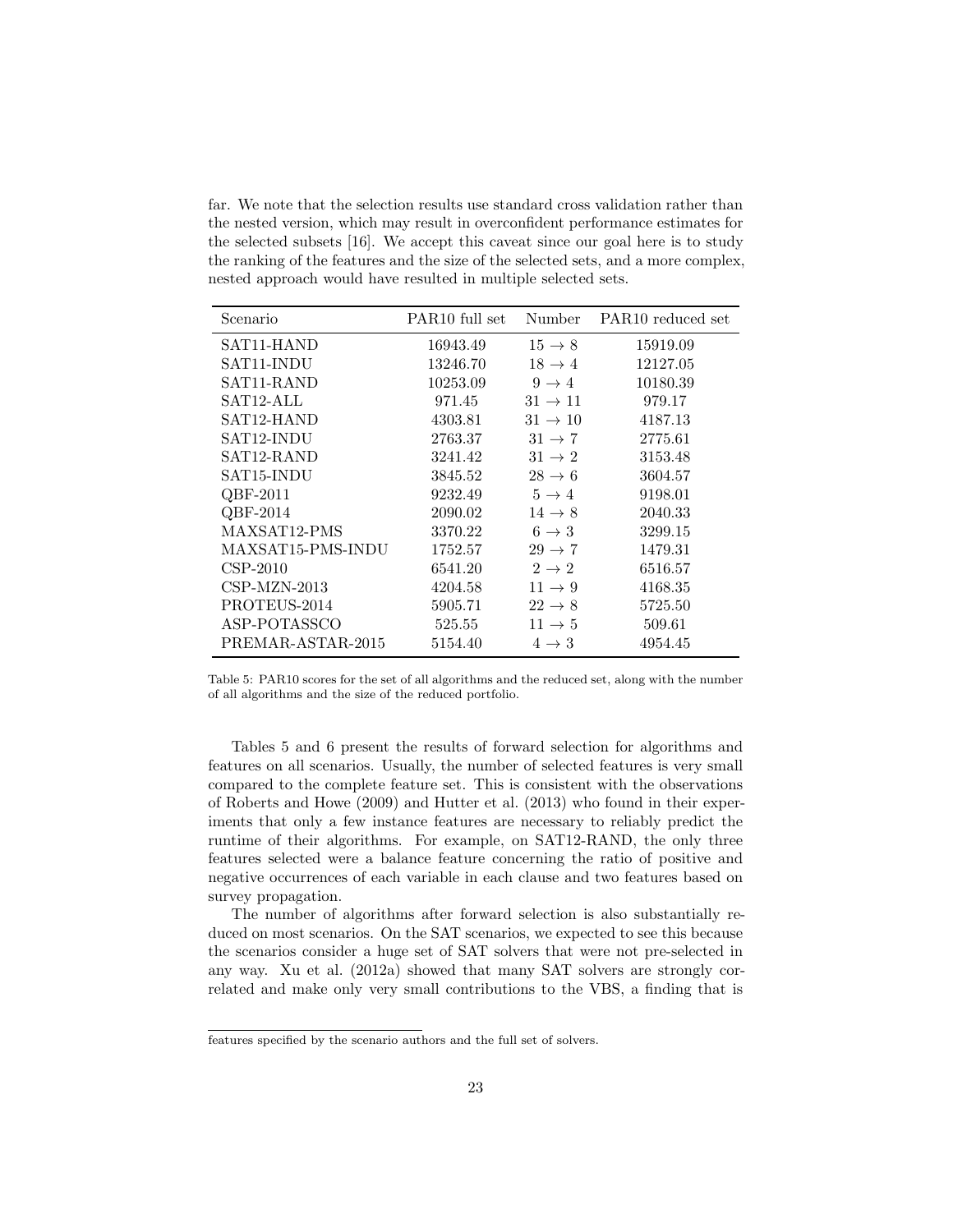far. We note that the selection results use standard cross validation rather than the nested version, which may result in overconfident performance estimates for the selected subsets [16]. We accept this caveat since our goal here is to study the ranking of the features and the size of the selected sets, and a more complex, nested approach would have resulted in multiple selected sets.

| Scenario | PAR10 full set | Number | PAR10 reduced set |
|---|---|---|---|
| SAT11-HAND | 16943.49 | $15 \to 8$ | 15919.09 |
| SAT11-INDU | 13246.70 | $18 \to 4$ | 12127.05 |
| SAT11-RAND | 10253.09 | $9 \to 4$ | 10180.39 |
| SAT12-ALL | 971.45 | $31 \to 11$ | 979.17 |
| SAT12-HAND | 4303.81 | $31 \to 10$ | 4187.13 |
| SAT12-INDU | 2763.37 | $31 \to 7$ | 2775.61 |
| SAT12-RAND | 3241.42 | $31 \to 2$ | 3153.48 |
| SAT15-INDU | 3845.52 | $28 \to 6$ | 3604.57 |
| QBF-2011 | 9232.49 | $5 \to 4$ | 9198.01 |
| QBF-2014 | 2090.02 | $14 \to 8$ | 2040.33 |
| MAXSAT12-PMS | 3370.22 | $6 \to 3$ | 3299.15 |
| MAXSAT15-PMS-INDU | 1752.57 | $29 \to 7$ | 1479.31 |
| CSP-2010 | 6541.20 | $2 \to 2$ | 6516.57 |
| CSP-MZN-2013 | 4204.58 | $11 \to 9$ | 4168.35 |
| PROTEUS-2014 | 5905.71 | $22 \to 8$ | 5725.50 |
| ASP-POTASSCO | 525.55 | $11 \to 5$ | 509.61 |
| PREMAR-ASTAR-2015 | 5154.40 | $4 \to 3$ | 4954.45 |

Table 5: PAR10 scores for the set of all algorithms and the reduced set, along with the number of all algorithms and the size of the reduced portfolio.

Tables 5 and 6 present the results of forward selection for algorithms and features on all scenarios. Usually, the number of selected features is very small compared to the complete feature set. This is consistent with the observations of Roberts and Howe (2009) and Hutter et al. (2013) who found in their experiments that only a few instance features are necessary to reliably predict the runtime of their algorithms. For example, on SAT12-RAND, the only three features selected were a balance feature concerning the ratio of positive and negative occurrences of each variable in each clause and two features based on survey propagation.

The number of algorithms after forward selection is also substantially reduced on most scenarios. On the SAT scenarios, we expected to see this because the scenarios consider a huge set of SAT solvers that were not pre-selected in any way. Xu et al. (2012a) showed that many SAT solvers are strongly correlated and make only very small contributions to the VBS, a finding that is

features specified by the scenario authors and the full set of solvers.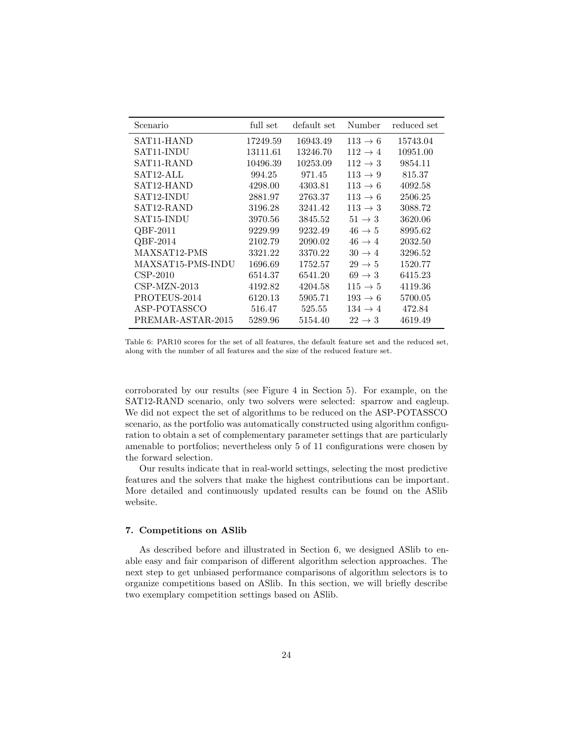| Scenario | full set | default set | Number | reduced set |
|---|---|---|---|---|
| SAT11-HAND | 17249.59 | 16943.49 | $113 \rightarrow 6$ | 15743.04 |
| SAT11-INDU | 13111.61 | 13246.70 | $112 \rightarrow 4$ | 10951.00 |
| SAT11-RAND | 10496.39 | 10253.09 | $112 \rightarrow 3$ | 9854.11 |
| SAT12-ALL | 994.25 | 971.45 | $113 \rightarrow 9$ | 815.37 |
| SAT12-HAND | 4298.00 | 4303.81 | $113 \rightarrow 6$ | 4092.58 |
| SAT12-INDU | 2881.97 | 2763.37 | $113 \rightarrow 6$ | 2506.25 |
| SAT12-RAND | 3196.28 | 3241.42 | $113 \rightarrow 3$ | 3088.72 |
| SAT15-INDU | 3970.56 | 3845.52 | $51 \rightarrow 3$ | 3620.06 |
| QBF-2011 | 9229.99 | 9232.49 | $46 \rightarrow 5$ | 8995.62 |
| QBF-2014 | 2102.79 | 2090.02 | $46 \rightarrow 4$ | 2032.50 |
| MAXSAT12-PMS | 3321.22 | 3370.22 | $30 \rightarrow 4$ | 3296.52 |
| MAXSAT15-PMS-INDU | 1696.69 | 1752.57 | $29 \rightarrow 5$ | 1520.77 |
| CSP-2010 | 6514.37 | 6541.20 | $69 \rightarrow 3$ | 6415.23 |
| CSP-MZN-2013 | 4192.82 | 4204.58 | $115 \rightarrow 5$ | 4119.36 |
| PROTEUS-2014 | 6120.13 | 5905.71 | $193 \rightarrow 6$ | 5700.05 |
| ASP-POTASSCO | 516.47 | 525.55 | $134 \rightarrow 4$ | 472.84 |
| PREMAR-ASTAR-2015 | 5289.96 | 5154.40 | $22 \rightarrow 3$ | 4619.49 |

Table 6: PAR10 scores for the set of all features, the default feature set and the reduced set, along with the number of all features and the size of the reduced feature set.

corroborated by our results (see Figure 4 in Section 5). For example, on the SAT12-RAND scenario, only two solvers were selected: sparrow and eagleup. We did not expect the set of algorithms to be reduced on the ASP-POTASSCO scenario, as the portfolio was automatically constructed using algorithm configuration to obtain a set of complementary parameter settings that are particularly amenable to portfolios; nevertheless only 5 of 11 configurations were chosen by the forward selection.

Our results indicate that in real-world settings, selecting the most predictive features and the solvers that make the highest contributions can be important. More detailed and continuously updated results can be found on the ASlib website.

#### 7. Competitions on ASlib

As described before and illustrated in Section 6, we designed ASlib to enable easy and fair comparison of different algorithm selection approaches. The next step to get unbiased performance comparisons of algorithm selectors is to organize competitions based on ASlib. In this section, we will briefly describe two exemplary competition settings based on ASlib.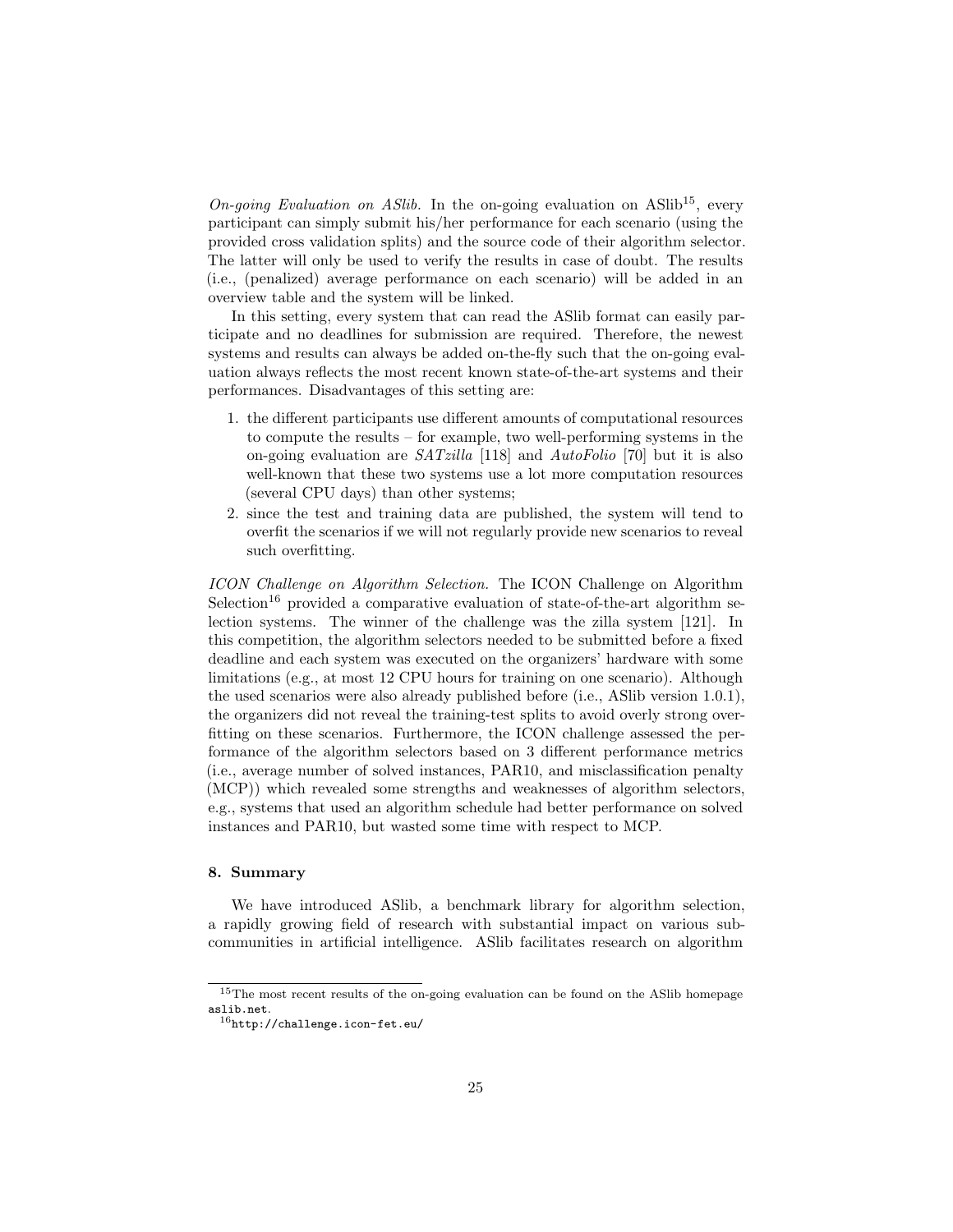*On-going Evaluation on ASlib.* In the on-going evaluation on ASlib[15], every participant can simply submit his/her performance for each scenario (using the provided cross validation splits) and the source code of their algorithm selector. The latter will only be used to verify the results in case of doubt. The results (i.e., (penalized) average performance on each scenario) will be added in an overview table and the system will be linked.

In this setting, every system that can read the ASlib format can easily participate and no deadlines for submission are required. Therefore, the newest systems and results can always be added on-the-fly such that the on-going evaluation always reflects the most recent known state-of-the-art systems and their performances. Disadvantages of this setting are:

1. the different participants use different amounts of computational resources to compute the results – for example, two well-performing systems in the on-going evaluation are *SATzilla* [118] and *AutoFolio* [70] but it is also well-known that these two systems use a lot more computation resources (several CPU days) than other systems;
2. since the test and training data are published, the system will tend to overfit the scenarios if we will not regularly provide new scenarios to reveal such overfitting.

*ICON Challenge on Algorithm Selection.* The ICON Challenge on Algorithm Selection[16] provided a comparative evaluation of state-of-the-art algorithm selection systems. The winner of the challenge was the zilla system [121]. In this competition, the algorithm selectors needed to be submitted before a fixed deadline and each system was executed on the organizers' hardware with some limitations (e.g., at most 12 CPU hours for training on one scenario). Although the used scenarios were also already published before (i.e., ASlib version 1.0.1), the organizers did not reveal the training-test splits to avoid overly strong overfitting on these scenarios. Furthermore, the ICON challenge assessed the performance of the algorithm selectors based on 3 different performance metrics (i.e., average number of solved instances, PAR10, and misclassification penalty (MCP)) which revealed some strengths and weaknesses of algorithm selectors, e.g., systems that used an algorithm schedule had better performance on solved instances and PAR10, but wasted some time with respect to MCP.

## 8. Summary

We have introduced ASlib, a benchmark library for algorithm selection, a rapidly growing field of research with substantial impact on various subcommunities in artificial intelligence. ASlib facilitates research on algorithm

[15] The most recent results of the on-going evaluation can be found on the ASlib homepage `aslib.net`.

[16] `http://challenge.icon-fet.eu/`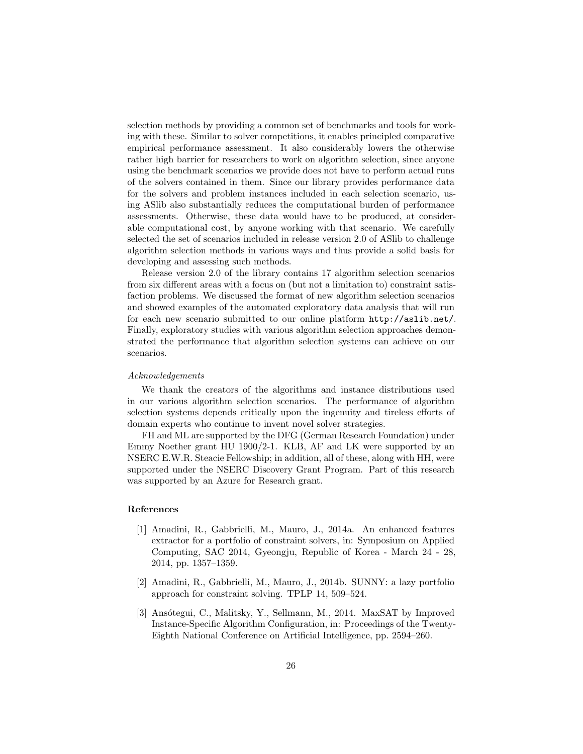selection methods by providing a common set of benchmarks and tools for working with these. Similar to solver competitions, it enables principled comparative empirical performance assessment. It also considerably lowers the otherwise rather high barrier for researchers to work on algorithm selection, since anyone using the benchmark scenarios we provide does not have to perform actual runs of the solvers contained in them. Since our library provides performance data for the solvers and problem instances included in each selection scenario, using ASlib also substantially reduces the computational burden of performance assessments. Otherwise, these data would have to be produced, at considerable computational cost, by anyone working with that scenario. We carefully selected the set of scenarios included in release version 2.0 of ASlib to challenge algorithm selection methods in various ways and thus provide a solid basis for developing and assessing such methods.

Release version 2.0 of the library contains 17 algorithm selection scenarios from six different areas with a focus on (but not a limitation to) constraint satisfaction problems. We discussed the format of new algorithm selection scenarios and showed examples of the automated exploratory data analysis that will run for each new scenario submitted to our online platform `http://aslib.net/`. Finally, exploratory studies with various algorithm selection approaches demonstrated the performance that algorithm selection systems can achieve on our scenarios.

*Acknowledgements*

We thank the creators of the algorithms and instance distributions used in our various algorithm selection scenarios. The performance of algorithm selection systems depends critically upon the ingenuity and tireless efforts of domain experts who continue to invent novel solver strategies.

FH and ML are supported by the DFG (German Research Foundation) under Emmy Noether grant HU 1900/2-1. KLB, AF and LK were supported by an NSERC E.W.R. Steacie Fellowship; in addition, all of these, along with HH, were supported under the NSERC Discovery Grant Program. Part of this research was supported by an Azure for Research grant.

## References

[1] Amadini, R., Gabbrielli, M., Mauro, J., 2014a. An enhanced features extractor for a portfolio of constraint solvers, in: Symposium on Applied Computing, SAC 2014, Gyeongju, Republic of Korea - March 24 - 28, 2014, pp. 1357–1359.

[2] Amadini, R., Gabbrielli, M., Mauro, J., 2014b. SUNNY: a lazy portfolio approach for constraint solving. TPLP 14, 509–524.

[3] Ansótegui, C., Malitsky, Y., Sellmann, M., 2014. MaxSAT by Improved Instance-Specific Algorithm Configuration, in: Proceedings of the Twenty-Eighth National Conference on Artificial Intelligence, pp. 2594–260.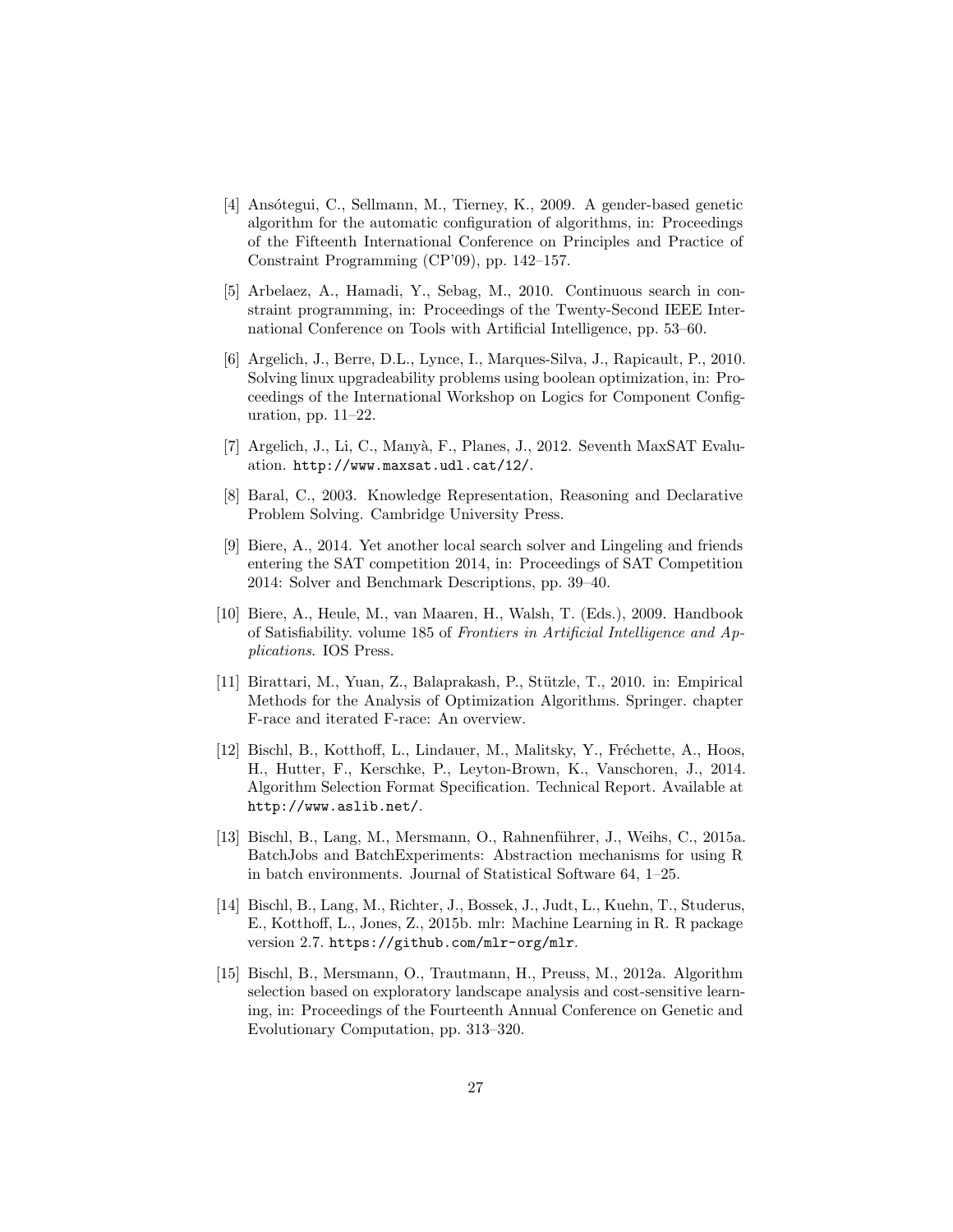[4] Ansótegui, C., Sellmann, M., Tierney, K., 2009. A gender-based genetic algorithm for the automatic configuration of algorithms, in: Proceedings of the Fifteenth International Conference on Principles and Practice of Constraint Programming (CP'09), pp. 142–157.

[5] Arbelaez, A., Hamadi, Y., Sebag, M., 2010. Continuous search in constraint programming, in: Proceedings of the Twenty-Second IEEE International Conference on Tools with Artificial Intelligence, pp. 53–60.

[6] Argelich, J., Berre, D.L., Lynce, I., Marques-Silva, J., Rapicault, P., 2010. Solving linux upgradeability problems using boolean optimization, in: Proceedings of the International Workshop on Logics for Component Configuration, pp. 11–22.

[7] Argelich, J., Li, C., Manyà, F., Planes, J., 2012. Seventh MaxSAT Evaluation. http://www.maxsat.udl.cat/12/.

[8] Baral, C., 2003. Knowledge Representation, Reasoning and Declarative Problem Solving. Cambridge University Press.

[9] Biere, A., 2014. Yet another local search solver and Lingeling and friends entering the SAT competition 2014, in: Proceedings of SAT Competition 2014: Solver and Benchmark Descriptions, pp. 39–40.

[10] Biere, A., Heule, M., van Maaren, H., Walsh, T. (Eds.), 2009. Handbook of Satisfiability. volume 185 of *Frontiers in Artificial Intelligence and Applications*. IOS Press.

[11] Birattari, M., Yuan, Z., Balaprakash, P., Stützle, T., 2010. in: Empirical Methods for the Analysis of Optimization Algorithms. Springer. chapter F-race and iterated F-race: An overview.

[12] Bischl, B., Kotthoff, L., Lindauer, M., Malitsky, Y., Fréchette, A., Hoos, H., Hutter, F., Kerschke, P., Leyton-Brown, K., Vanschoren, J., 2014. Algorithm Selection Format Specification. Technical Report. Available at http://www.aslib.net/.

[13] Bischl, B., Lang, M., Mersmann, O., Rahnenführer, J., Weihs, C., 2015a. BatchJobs and BatchExperiments: Abstraction mechanisms for using R in batch environments. Journal of Statistical Software 64, 1–25.

[14] Bischl, B., Lang, M., Richter, J., Bossek, J., Judt, L., Kuehn, T., Studerus, E., Kotthoff, L., Jones, Z., 2015b. mlr: Machine Learning in R. R package version 2.7. https://github.com/mlr-org/mlr.

[15] Bischl, B., Mersmann, O., Trautmann, H., Preuss, M., 2012a. Algorithm selection based on exploratory landscape analysis and cost-sensitive learning, in: Proceedings of the Fourteenth Annual Conference on Genetic and Evolutionary Computation, pp. 313–320.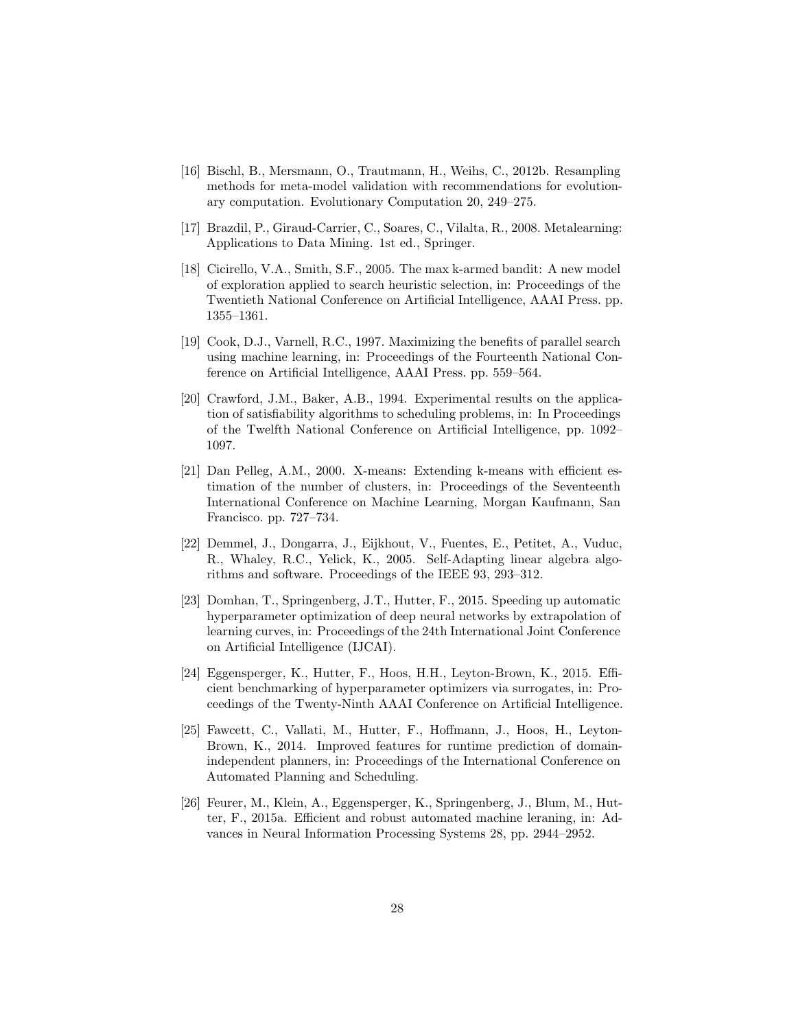[16] Bischl, B., Mersmann, O., Trautmann, H., Weihs, C., 2012b. Resampling methods for meta-model validation with recommendations for evolutionary computation. Evolutionary Computation 20, 249–275.

[17] Brazdil, P., Giraud-Carrier, C., Soares, C., Vilalta, R., 2008. Metalearning: Applications to Data Mining. 1st ed., Springer.

[18] Cicirello, V.A., Smith, S.F., 2005. The max k-armed bandit: A new model of exploration applied to search heuristic selection, in: Proceedings of the Twentieth National Conference on Artificial Intelligence, AAAI Press. pp. 1355–1361.

[19] Cook, D.J., Varnell, R.C., 1997. Maximizing the benefits of parallel search using machine learning, in: Proceedings of the Fourteenth National Conference on Artificial Intelligence, AAAI Press. pp. 559–564.

[20] Crawford, J.M., Baker, A.B., 1994. Experimental results on the application of satisfiability algorithms to scheduling problems, in: In Proceedings of the Twelfth National Conference on Artificial Intelligence, pp. 1092–1097.

[21] Dan Pelleg, A.M., 2000. X-means: Extending k-means with efficient estimation of the number of clusters, in: Proceedings of the Seventeenth International Conference on Machine Learning, Morgan Kaufmann, San Francisco. pp. 727–734.

[22] Demmel, J., Dongarra, J., Eijkhout, V., Fuentes, E., Petitet, A., Vuduc, R., Whaley, R.C., Yelick, K., 2005. Self-Adapting linear algebra algorithms and software. Proceedings of the IEEE 93, 293–312.

[23] Domhan, T., Springenberg, J.T., Hutter, F., 2015. Speeding up automatic hyperparameter optimization of deep neural networks by extrapolation of learning curves, in: Proceedings of the 24th International Joint Conference on Artificial Intelligence (IJCAI).

[24] Eggensperger, K., Hutter, F., Hoos, H.H., Leyton-Brown, K., 2015. Efficient benchmarking of hyperparameter optimizers via surrogates, in: Proceedings of the Twenty-Ninth AAAI Conference on Artificial Intelligence.

[25] Fawcett, C., Vallati, M., Hutter, F., Hoffmann, J., Hoos, H., Leyton-Brown, K., 2014. Improved features for runtime prediction of domain-independent planners, in: Proceedings of the International Conference on Automated Planning and Scheduling.

[26] Feurer, M., Klein, A., Eggensperger, K., Springenberg, J., Blum, M., Hutter, F., 2015a. Efficient and robust automated machine leraning, in: Advances in Neural Information Processing Systems 28, pp. 2944–2952.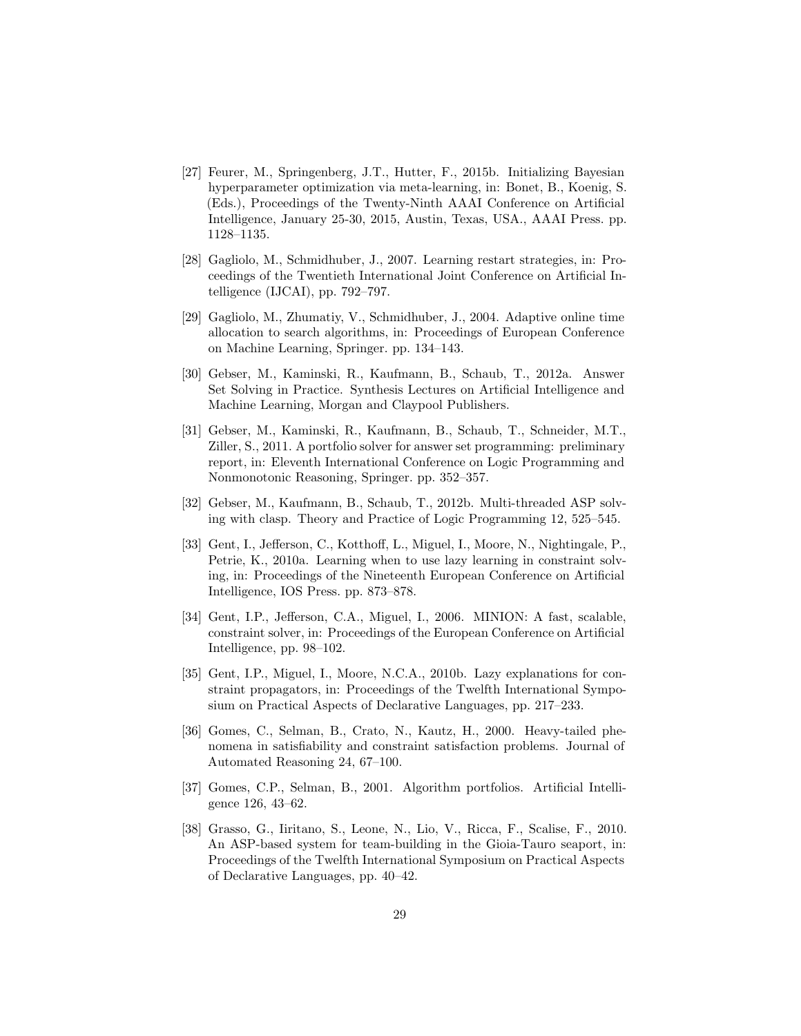[27] Feurer, M., Springenberg, J.T., Hutter, F., 2015b. Initializing Bayesian hyperparameter optimization via meta-learning, in: Bonet, B., Koenig, S. (Eds.), Proceedings of the Twenty-Ninth AAAI Conference on Artificial Intelligence, January 25-30, 2015, Austin, Texas, USA., AAAI Press. pp. 1128–1135.

[28] Gagliolo, M., Schmidhuber, J., 2007. Learning restart strategies, in: Proceedings of the Twentieth International Joint Conference on Artificial Intelligence (IJCAI), pp. 792–797.

[29] Gagliolo, M., Zhumatiy, V., Schmidhuber, J., 2004. Adaptive online time allocation to search algorithms, in: Proceedings of European Conference on Machine Learning, Springer. pp. 134–143.

[30] Gebser, M., Kaminski, R., Kaufmann, B., Schaub, T., 2012a. Answer Set Solving in Practice. Synthesis Lectures on Artificial Intelligence and Machine Learning, Morgan and Claypool Publishers.

[31] Gebser, M., Kaminski, R., Kaufmann, B., Schaub, T., Schneider, M.T., Ziller, S., 2011. A portfolio solver for answer set programming: preliminary report, in: Eleventh International Conference on Logic Programming and Nonmonotonic Reasoning, Springer. pp. 352–357.

[32] Gebser, M., Kaufmann, B., Schaub, T., 2012b. Multi-threaded ASP solving with clasp. Theory and Practice of Logic Programming 12, 525–545.

[33] Gent, I., Jefferson, C., Kotthoff, L., Miguel, I., Moore, N., Nightingale, P., Petrie, K., 2010a. Learning when to use lazy learning in constraint solving, in: Proceedings of the Nineteenth European Conference on Artificial Intelligence, IOS Press. pp. 873–878.

[34] Gent, I.P., Jefferson, C.A., Miguel, I., 2006. MINION: A fast, scalable, constraint solver, in: Proceedings of the European Conference on Artificial Intelligence, pp. 98–102.

[35] Gent, I.P., Miguel, I., Moore, N.C.A., 2010b. Lazy explanations for constraint propagators, in: Proceedings of the Twelfth International Symposium on Practical Aspects of Declarative Languages, pp. 217–233.

[36] Gomes, C., Selman, B., Crato, N., Kautz, H., 2000. Heavy-tailed phenomena in satisfiability and constraint satisfaction problems. Journal of Automated Reasoning 24, 67–100.

[37] Gomes, C.P., Selman, B., 2001. Algorithm portfolios. Artificial Intelligence 126, 43–62.

[38] Grasso, G., Iiritano, S., Leone, N., Lio, V., Ricca, F., Scalise, F., 2010. An ASP-based system for team-building in the Gioia-Tauro seaport, in: Proceedings of the Twelfth International Symposium on Practical Aspects of Declarative Languages, pp. 40–42.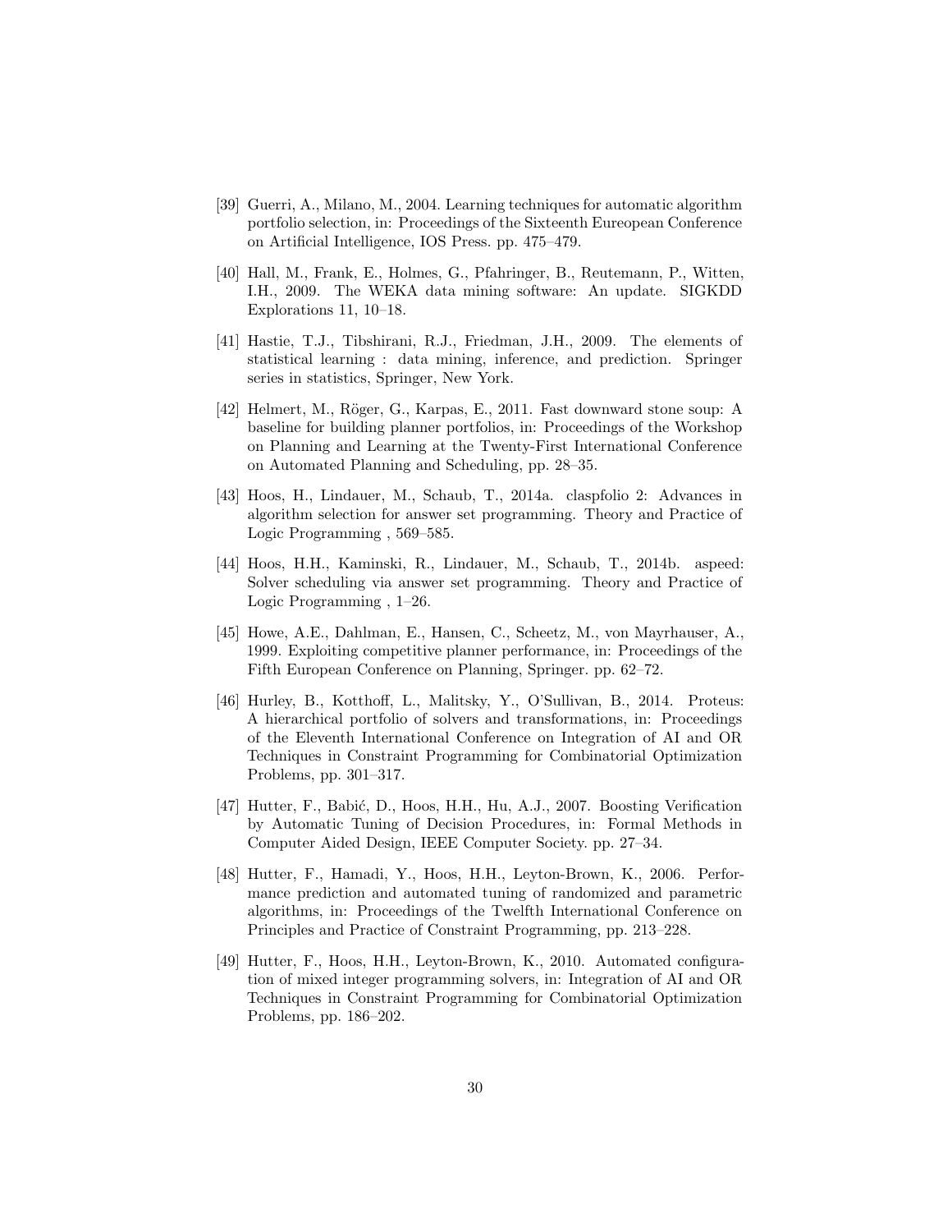[39] Guerri, A., Milano, M., 2004. Learning techniques for automatic algorithm portfolio selection, in: Proceedings of the Sixteenth Eureopean Conference on Artificial Intelligence, IOS Press. pp. 475–479.

[40] Hall, M., Frank, E., Holmes, G., Pfahringer, B., Reutemann, P., Witten, I.H., 2009. The WEKA data mining software: An update. SIGKDD Explorations 11, 10–18.

[41] Hastie, T.J., Tibshirani, R.J., Friedman, J.H., 2009. The elements of statistical learning : data mining, inference, and prediction. Springer series in statistics, Springer, New York.

[42] Helmert, M., Röger, G., Karpas, E., 2011. Fast downward stone soup: A baseline for building planner portfolios, in: Proceedings of the Workshop on Planning and Learning at the Twenty-First International Conference on Automated Planning and Scheduling, pp. 28–35.

[43] Hoos, H., Lindauer, M., Schaub, T., 2014a. claspfolio 2: Advances in algorithm selection for answer set programming. Theory and Practice of Logic Programming , 569–585.

[44] Hoos, H.H., Kaminski, R., Lindauer, M., Schaub, T., 2014b. aspeed: Solver scheduling via answer set programming. Theory and Practice of Logic Programming , 1–26.

[45] Howe, A.E., Dahlman, E., Hansen, C., Scheetz, M., von Mayrhauser, A., 1999. Exploiting competitive planner performance, in: Proceedings of the Fifth European Conference on Planning, Springer. pp. 62–72.

[46] Hurley, B., Kotthoff, L., Malitsky, Y., O'Sullivan, B., 2014. Proteus: A hierarchical portfolio of solvers and transformations, in: Proceedings of the Eleventh International Conference on Integration of AI and OR Techniques in Constraint Programming for Combinatorial Optimization Problems, pp. 301–317.

[47] Hutter, F., Babić, D., Hoos, H.H., Hu, A.J., 2007. Boosting Verification by Automatic Tuning of Decision Procedures, in: Formal Methods in Computer Aided Design, IEEE Computer Society. pp. 27–34.

[48] Hutter, F., Hamadi, Y., Hoos, H.H., Leyton-Brown, K., 2006. Performance prediction and automated tuning of randomized and parametric algorithms, in: Proceedings of the Twelfth International Conference on Principles and Practice of Constraint Programming, pp. 213–228.

[49] Hutter, F., Hoos, H.H., Leyton-Brown, K., 2010. Automated configuration of mixed integer programming solvers, in: Integration of AI and OR Techniques in Constraint Programming for Combinatorial Optimization Problems, pp. 186–202.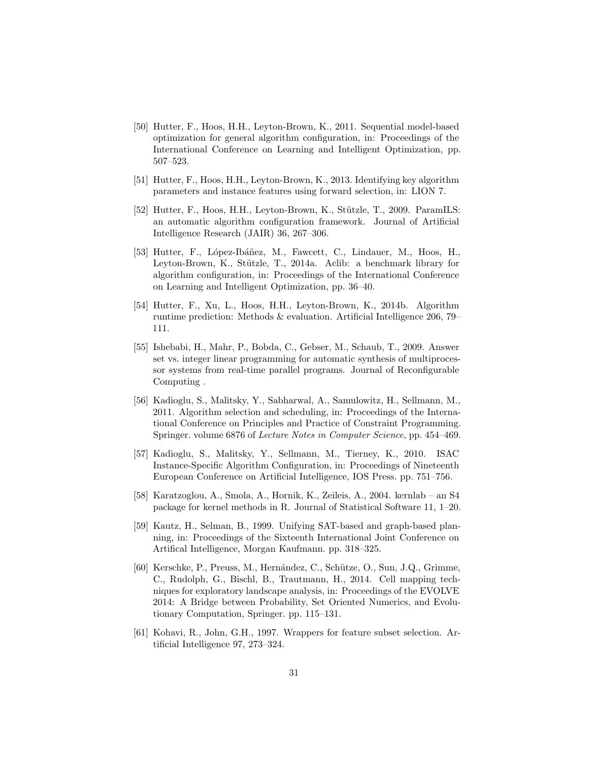[50] Hutter, F., Hoos, H.H., Leyton-Brown, K., 2011. Sequential model-based optimization for general algorithm configuration, in: Proceedings of the International Conference on Learning and Intelligent Optimization, pp. 507–523.

[51] Hutter, F., Hoos, H.H., Leyton-Brown, K., 2013. Identifying key algorithm parameters and instance features using forward selection, in: LION 7.

[52] Hutter, F., Hoos, H.H., Leyton-Brown, K., Stützle, T., 2009. ParamILS: an automatic algorithm configuration framework. Journal of Artificial Intelligence Research (JAIR) 36, 267–306.

[53] Hutter, F., López-Ibáñez, M., Fawcett, C., Lindauer, M., Hoos, H., Leyton-Brown, K., Stützle, T., 2014a. Aclib: a benchmark library for algorithm configuration, in: Proceedings of the International Conference on Learning and Intelligent Optimization, pp. 36–40.

[54] Hutter, F., Xu, L., Hoos, H.H., Leyton-Brown, K., 2014b. Algorithm runtime prediction: Methods & evaluation. Artificial Intelligence 206, 79–111.

[55] Ishebabi, H., Mahr, P., Bobda, C., Gebser, M., Schaub, T., 2009. Answer set vs. integer linear programming for automatic synthesis of multiprocessor systems from real-time parallel programs. Journal of Reconfigurable Computing .

[56] Kadioglu, S., Malitsky, Y., Sabharwal, A., Samulowitz, H., Sellmann, M., 2011. Algorithm selection and scheduling, in: Proceedings of the International Conference on Principles and Practice of Constraint Programming. Springer. volume 6876 of *Lecture Notes in Computer Science*, pp. 454–469.

[57] Kadioglu, S., Malitsky, Y., Sellmann, M., Tierney, K., 2010. ISAC Instance-Specific Algorithm Configuration, in: Proceedings of Nineteenth European Conference on Artificial Intelligence, IOS Press. pp. 751–756.

[58] Karatzoglou, A., Smola, A., Hornik, K., Zeileis, A., 2004. kernlab – an S4 package for kernel methods in R. Journal of Statistical Software 11, 1–20.

[59] Kautz, H., Selman, B., 1999. Unifying SAT-based and graph-based planning, in: Proceedings of the Sixteenth International Joint Conference on Artifical Intelligence, Morgan Kaufmann. pp. 318–325.

[60] Kerschke, P., Preuss, M., Hernández, C., Schütze, O., Sun, J.Q., Grimme, C., Rudolph, G., Bischl, B., Trautmann, H., 2014. Cell mapping techniques for exploratory landscape analysis, in: Proceedings of the EVOLVE 2014: A Bridge between Probability, Set Oriented Numerics, and Evolutionary Computation, Springer. pp. 115–131.

[61] Kohavi, R., John, G.H., 1997. Wrappers for feature subset selection. Artificial Intelligence 97, 273–324.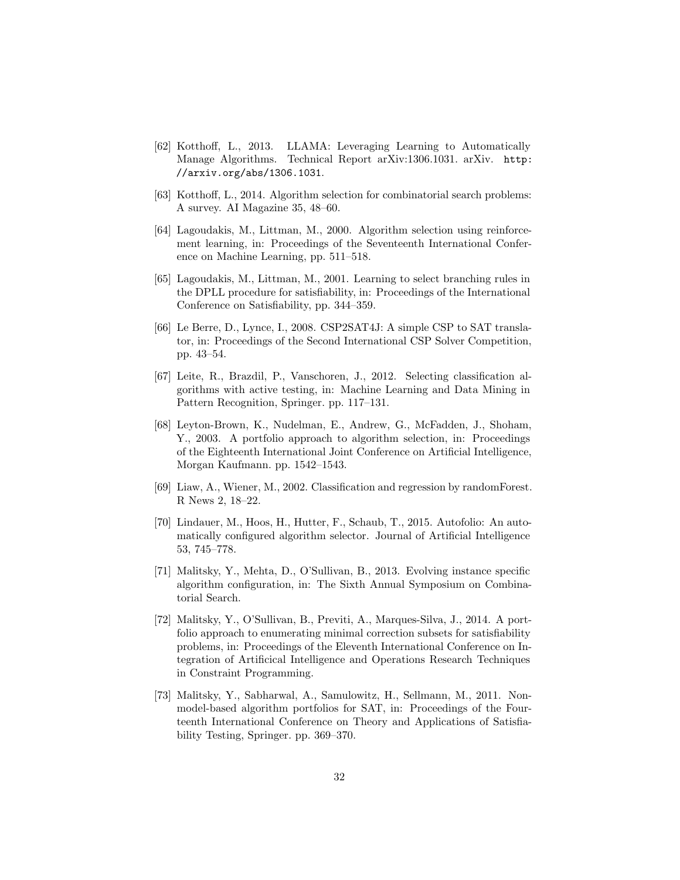[62] Kotthoff, L., 2013. LLAMA: Leveraging Learning to Automatically Manage Algorithms. Technical Report arXiv:1306.1031. arXiv. http://arxiv.org/abs/1306.1031.

[63] Kotthoff, L., 2014. Algorithm selection for combinatorial search problems: A survey. AI Magazine 35, 48–60.

[64] Lagoudakis, M., Littman, M., 2000. Algorithm selection using reinforcement learning, in: Proceedings of the Seventeenth International Conference on Machine Learning, pp. 511–518.

[65] Lagoudakis, M., Littman, M., 2001. Learning to select branching rules in the DPLL procedure for satisfiability, in: Proceedings of the International Conference on Satisfiability, pp. 344–359.

[66] Le Berre, D., Lynce, I., 2008. CSP2SAT4J: A simple CSP to SAT translator, in: Proceedings of the Second International CSP Solver Competition, pp. 43–54.

[67] Leite, R., Brazdil, P., Vanschoren, J., 2012. Selecting classification algorithms with active testing, in: Machine Learning and Data Mining in Pattern Recognition, Springer. pp. 117–131.

[68] Leyton-Brown, K., Nudelman, E., Andrew, G., McFadden, J., Shoham, Y., 2003. A portfolio approach to algorithm selection, in: Proceedings of the Eighteenth International Joint Conference on Artificial Intelligence, Morgan Kaufmann. pp. 1542–1543.

[69] Liaw, A., Wiener, M., 2002. Classification and regression by randomForest. R News 2, 18–22.

[70] Lindauer, M., Hoos, H., Hutter, F., Schaub, T., 2015. Autofolio: An automatically configured algorithm selector. Journal of Artificial Intelligence 53, 745–778.

[71] Malitsky, Y., Mehta, D., O'Sullivan, B., 2013. Evolving instance specific algorithm configuration, in: The Sixth Annual Symposium on Combinatorial Search.

[72] Malitsky, Y., O'Sullivan, B., Previti, A., Marques-Silva, J., 2014. A portfolio approach to enumerating minimal correction subsets for satisfiability problems, in: Proceedings of the Eleventh International Conference on Integration of Artificical Intelligence and Operations Research Techniques in Constraint Programming.

[73] Malitsky, Y., Sabharwal, A., Samulowitz, H., Sellmann, M., 2011. Non-model-based algorithm portfolios for SAT, in: Proceedings of the Fourteenth International Conference on Theory and Applications of Satisfiability Testing, Springer. pp. 369–370.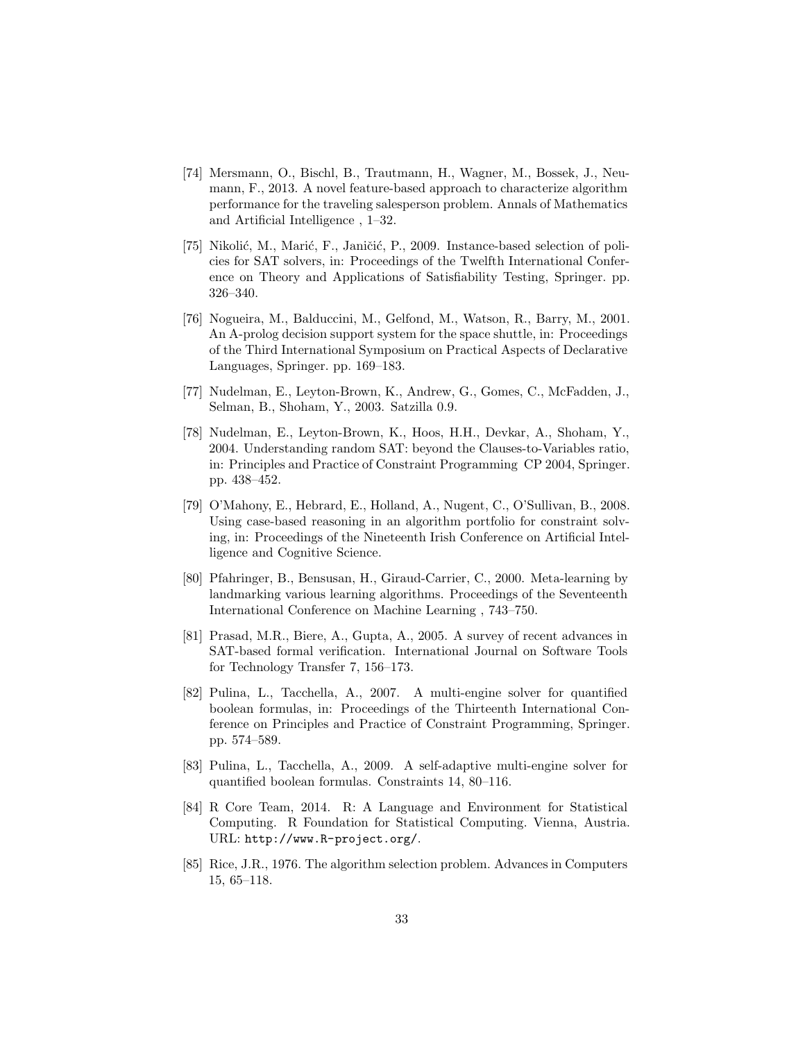[74] Mersmann, O., Bischl, B., Trautmann, H., Wagner, M., Bossek, J., Neumann, F., 2013. A novel feature-based approach to characterize algorithm performance for the traveling salesperson problem. Annals of Mathematics and Artificial Intelligence , 1–32.

[75] Nikolić, M., Marić, F., Janičić, P., 2009. Instance-based selection of policies for SAT solvers, in: Proceedings of the Twelfth International Conference on Theory and Applications of Satisfiability Testing, Springer. pp. 326–340.

[76] Nogueira, M., Balduccini, M., Gelfond, M., Watson, R., Barry, M., 2001. An A-prolog decision support system for the space shuttle, in: Proceedings of the Third International Symposium on Practical Aspects of Declarative Languages, Springer. pp. 169–183.

[77] Nudelman, E., Leyton-Brown, K., Andrew, G., Gomes, C., McFadden, J., Selman, B., Shoham, Y., 2003. Satzilla 0.9.

[78] Nudelman, E., Leyton-Brown, K., Hoos, H.H., Devkar, A., Shoham, Y., 2004. Understanding random SAT: beyond the Clauses-to-Variables ratio, in: Principles and Practice of Constraint Programming CP 2004, Springer. pp. 438–452.

[79] O'Mahony, E., Hebrard, E., Holland, A., Nugent, C., O'Sullivan, B., 2008. Using case-based reasoning in an algorithm portfolio for constraint solving, in: Proceedings of the Nineteenth Irish Conference on Artificial Intelligence and Cognitive Science.

[80] Pfahringer, B., Bensusan, H., Giraud-Carrier, C., 2000. Meta-learning by landmarking various learning algorithms. Proceedings of the Seventeenth International Conference on Machine Learning , 743–750.

[81] Prasad, M.R., Biere, A., Gupta, A., 2005. A survey of recent advances in SAT-based formal verification. International Journal on Software Tools for Technology Transfer 7, 156–173.

[82] Pulina, L., Tacchella, A., 2007. A multi-engine solver for quantified boolean formulas, in: Proceedings of the Thirteenth International Conference on Principles and Practice of Constraint Programming, Springer. pp. 574–589.

[83] Pulina, L., Tacchella, A., 2009. A self-adaptive multi-engine solver for quantified boolean formulas. Constraints 14, 80–116.

[84] R Core Team, 2014. R: A Language and Environment for Statistical Computing. R Foundation for Statistical Computing. Vienna, Austria. URL: http://www.R-project.org/.

[85] Rice, J.R., 1976. The algorithm selection problem. Advances in Computers 15, 65–118.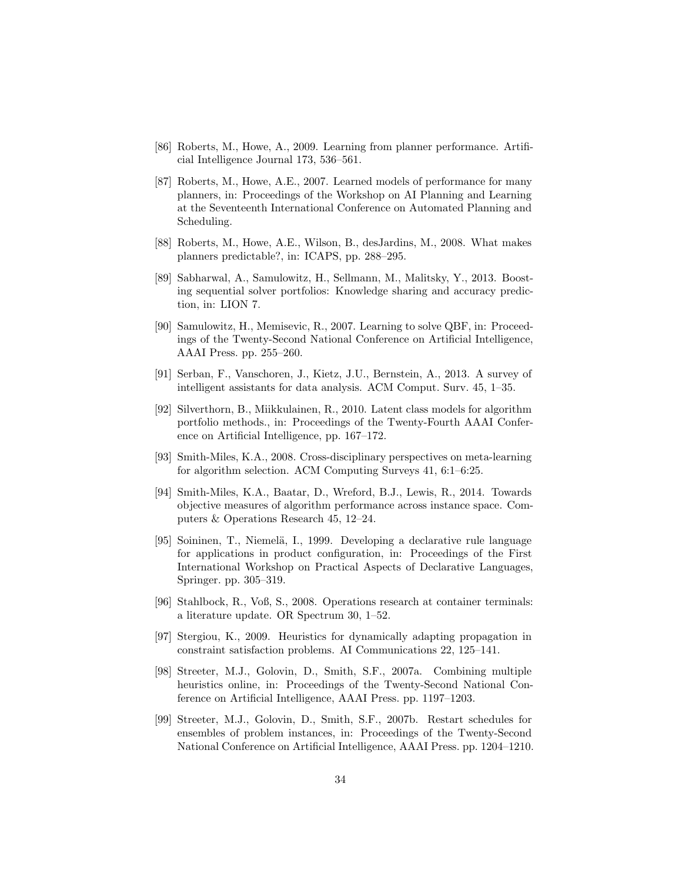[86] Roberts, M., Howe, A., 2009. Learning from planner performance. Artificial Intelligence Journal 173, 536–561.

[87] Roberts, M., Howe, A.E., 2007. Learned models of performance for many planners, in: Proceedings of the Workshop on AI Planning and Learning at the Seventeenth International Conference on Automated Planning and Scheduling.

[88] Roberts, M., Howe, A.E., Wilson, B., desJardins, M., 2008. What makes planners predictable?, in: ICAPS, pp. 288–295.

[89] Sabharwal, A., Samulowitz, H., Sellmann, M., Malitsky, Y., 2013. Boosting sequential solver portfolios: Knowledge sharing and accuracy prediction, in: LION 7.

[90] Samulowitz, H., Memisevic, R., 2007. Learning to solve QBF, in: Proceedings of the Twenty-Second National Conference on Artificial Intelligence, AAAI Press. pp. 255–260.

[91] Serban, F., Vanschoren, J., Kietz, J.U., Bernstein, A., 2013. A survey of intelligent assistants for data analysis. ACM Comput. Surv. 45, 1–35.

[92] Silverthorn, B., Miikkulainen, R., 2010. Latent class models for algorithm portfolio methods., in: Proceedings of the Twenty-Fourth AAAI Conference on Artificial Intelligence, pp. 167–172.

[93] Smith-Miles, K.A., 2008. Cross-disciplinary perspectives on meta-learning for algorithm selection. ACM Computing Surveys 41, 6:1–6:25.

[94] Smith-Miles, K.A., Baatar, D., Wreford, B.J., Lewis, R., 2014. Towards objective measures of algorithm performance across instance space. Computers & Operations Research 45, 12–24.

[95] Soininen, T., Niemelä, I., 1999. Developing a declarative rule language for applications in product configuration, in: Proceedings of the First International Workshop on Practical Aspects of Declarative Languages, Springer. pp. 305–319.

[96] Stahlbock, R., Voß, S., 2008. Operations research at container terminals: a literature update. OR Spectrum 30, 1–52.

[97] Stergiou, K., 2009. Heuristics for dynamically adapting propagation in constraint satisfaction problems. AI Communications 22, 125–141.

[98] Streeter, M.J., Golovin, D., Smith, S.F., 2007a. Combining multiple heuristics online, in: Proceedings of the Twenty-Second National Conference on Artificial Intelligence, AAAI Press. pp. 1197–1203.

[99] Streeter, M.J., Golovin, D., Smith, S.F., 2007b. Restart schedules for ensembles of problem instances, in: Proceedings of the Twenty-Second National Conference on Artificial Intelligence, AAAI Press. pp. 1204–1210.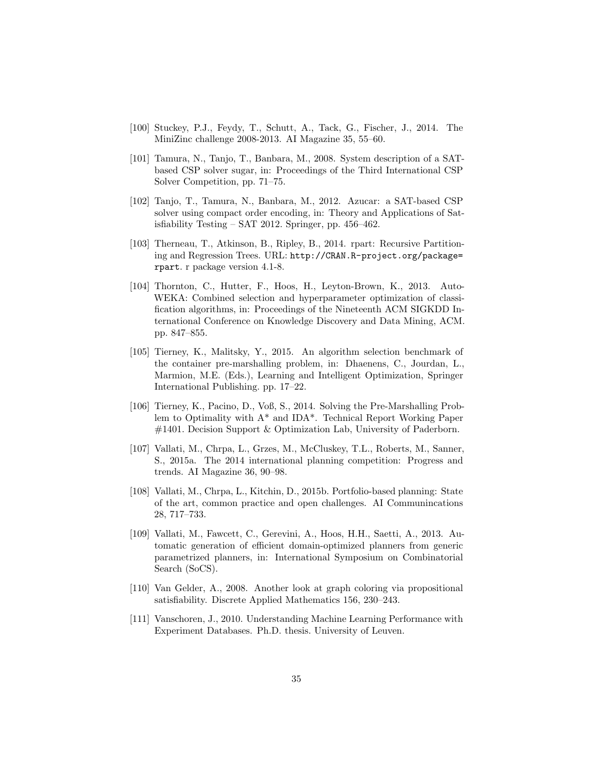[100] Stuckey, P.J., Feydy, T., Schutt, A., Tack, G., Fischer, J., 2014. The MiniZinc challenge 2008-2013. AI Magazine 35, 55–60.

[101] Tamura, N., Tanjo, T., Banbara, M., 2008. System description of a SAT-based CSP solver sugar, in: Proceedings of the Third International CSP Solver Competition, pp. 71–75.

[102] Tanjo, T., Tamura, N., Banbara, M., 2012. Azucar: a SAT-based CSP solver using compact order encoding, in: Theory and Applications of Satisfiability Testing – SAT 2012. Springer, pp. 456–462.

[103] Therneau, T., Atkinson, B., Ripley, B., 2014. rpart: Recursive Partitioning and Regression Trees. URL: http://CRAN.R-project.org/package=rpart. r package version 4.1-8.

[104] Thornton, C., Hutter, F., Hoos, H., Leyton-Brown, K., 2013. Auto-WEKA: Combined selection and hyperparameter optimization of classification algorithms, in: Proceedings of the Nineteenth ACM SIGKDD International Conference on Knowledge Discovery and Data Mining, ACM. pp. 847–855.

[105] Tierney, K., Malitsky, Y., 2015. An algorithm selection benchmark of the container pre-marshalling problem, in: Dhaenens, C., Jourdan, L., Marmion, M.E. (Eds.), Learning and Intelligent Optimization, Springer International Publishing. pp. 17–22.

[106] Tierney, K., Pacino, D., Voß, S., 2014. Solving the Pre-Marshalling Problem to Optimality with A* and IDA*. Technical Report Working Paper #1401. Decision Support & Optimization Lab, University of Paderborn.

[107] Vallati, M., Chrpa, L., Grzes, M., McCluskey, T.L., Roberts, M., Sanner, S., 2015a. The 2014 international planning competition: Progress and trends. AI Magazine 36, 90–98.

[108] Vallati, M., Chrpa, L., Kitchin, D., 2015b. Portfolio-based planning: State of the art, common practice and open challenges. AI Communincations 28, 717–733.

[109] Vallati, M., Fawcett, C., Gerevini, A., Hoos, H.H., Saetti, A., 2013. Automatic generation of efficient domain-optimized planners from generic parametrized planners, in: International Symposium on Combinatorial Search (SoCS).

[110] Van Gelder, A., 2008. Another look at graph coloring via propositional satisfiability. Discrete Applied Mathematics 156, 230–243.

[111] Vanschoren, J., 2010. Understanding Machine Learning Performance with Experiment Databases. Ph.D. thesis. University of Leuven.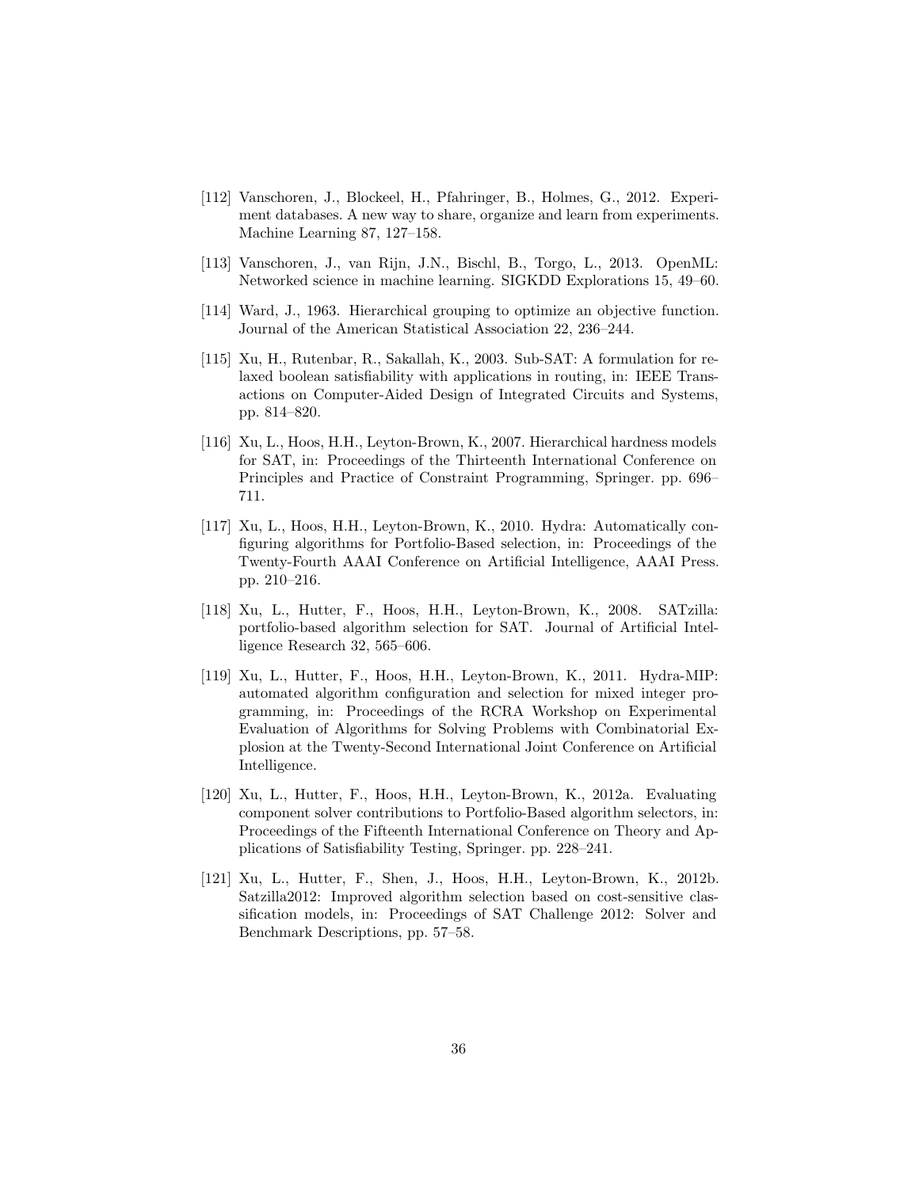[112] Vanschoren, J., Blockeel, H., Pfahringer, B., Holmes, G., 2012. Experiment databases. A new way to share, organize and learn from experiments. Machine Learning 87, 127–158.

[113] Vanschoren, J., van Rijn, J.N., Bischl, B., Torgo, L., 2013. OpenML: Networked science in machine learning. SIGKDD Explorations 15, 49–60.

[114] Ward, J., 1963. Hierarchical grouping to optimize an objective function. Journal of the American Statistical Association 22, 236–244.

[115] Xu, H., Rutenbar, R., Sakallah, K., 2003. Sub-SAT: A formulation for relaxed boolean satisfiability with applications in routing, in: IEEE Transactions on Computer-Aided Design of Integrated Circuits and Systems, pp. 814–820.

[116] Xu, L., Hoos, H.H., Leyton-Brown, K., 2007. Hierarchical hardness models for SAT, in: Proceedings of the Thirteenth International Conference on Principles and Practice of Constraint Programming, Springer. pp. 696–711.

[117] Xu, L., Hoos, H.H., Leyton-Brown, K., 2010. Hydra: Automatically configuring algorithms for Portfolio-Based selection, in: Proceedings of the Twenty-Fourth AAAI Conference on Artificial Intelligence, AAAI Press. pp. 210–216.

[118] Xu, L., Hutter, F., Hoos, H.H., Leyton-Brown, K., 2008. SATzilla: portfolio-based algorithm selection for SAT. Journal of Artificial Intelligence Research 32, 565–606.

[119] Xu, L., Hutter, F., Hoos, H.H., Leyton-Brown, K., 2011. Hydra-MIP: automated algorithm configuration and selection for mixed integer programming, in: Proceedings of the RCRA Workshop on Experimental Evaluation of Algorithms for Solving Problems with Combinatorial Explosion at the Twenty-Second International Joint Conference on Artificial Intelligence.

[120] Xu, L., Hutter, F., Hoos, H.H., Leyton-Brown, K., 2012a. Evaluating component solver contributions to Portfolio-Based algorithm selectors, in: Proceedings of the Fifteenth International Conference on Theory and Applications of Satisfiability Testing, Springer. pp. 228–241.

[121] Xu, L., Hutter, F., Shen, J., Hoos, H.H., Leyton-Brown, K., 2012b. Satzilla2012: Improved algorithm selection based on cost-sensitive classification models, in: Proceedings of SAT Challenge 2012: Solver and Benchmark Descriptions, pp. 57–58.